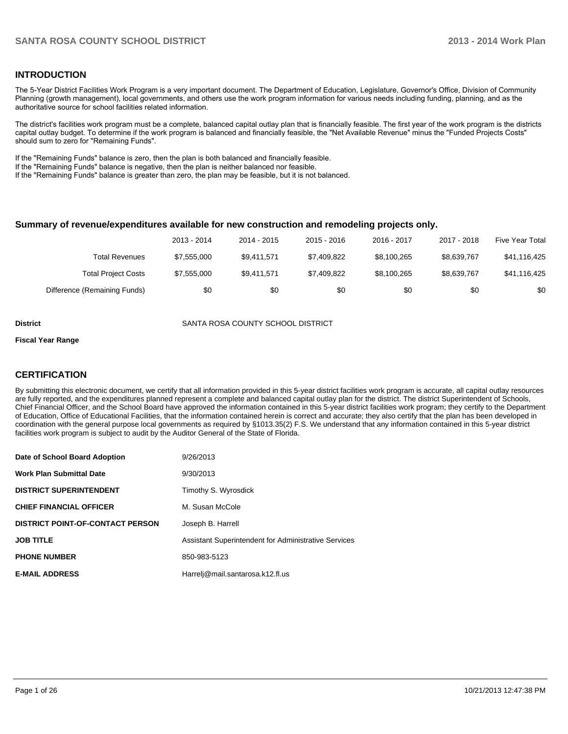## INTRODUCTION

The 5-Year District Facilities Work Program is a very important document. The Department of Education, Legislature, Governor's Office, Division of Community Planning (growth management), local governments, and others use the work program information for various needs including funding, planning, and as the authoritative source for school facilities related information.

The district's facilities work program must be a complete, balanced capital outlay plan that is financially feasible. The first year of the work program is the districts capital outlay budget. To determine if the work program is balanced and financially feasible, the "Net Available Revenue" minus the "Funded Projects Costs" should sum to zero for "Remaining Funds".

If the "Remaining Funds" balance is zero, then the plan is both balanced and financially feasible.
If the "Remaining Funds" balance is negative, then the plan is neither balanced nor feasible.
If the "Remaining Funds" balance is greater than zero, the plan may be feasible, but it is not balanced.

### Summary of revenue/expenditures available for new construction and remodeling projects only.

| | 2013 - 2014 | 2014 - 2015 | 2015 - 2016 | 2016 - 2017 | 2017 - 2018 | Five Year Total |
|---|---|---|---|---|---|---|
| Total Revenues | $7,555,000 | $9,411,571 | $7,409,822 | $8,100,265 | $8,639,767 | $41,116,425 |
| Total Project Costs | $7,555,000 | $9,411,571 | $7,409,822 | $8,100,265 | $8,639,767 | $41,116,425 |
| Difference (Remaining Funds) | $0 | $0 | $0 | $0 | $0 | $0 |

**District** SANTA ROSA COUNTY SCHOOL DISTRICT

**Fiscal Year Range**

## CERTIFICATION

By submitting this electronic document, we certify that all information provided in this 5-year district facilities work program is accurate, all capital outlay resources are fully reported, and the expenditures planned represent a complete and balanced capital outlay plan for the district. The district Superintendent of Schools, Chief Financial Officer, and the School Board have approved the information contained in this 5-year district facilities work program; they certify to the Department of Education, Office of Educational Facilities, that the information contained herein is correct and accurate; they also certify that the plan has been developed in coordination with the general purpose local governments as required by §1013.35(2) F.S. We understand that any information contained in this 5-year district facilities work program is subject to audit by the Auditor General of the State of Florida.

| | |
|---|---|
| **Date of School Board Adoption** | 9/26/2013 |
| **Work Plan Submittal Date** | 9/30/2013 |
| **DISTRICT SUPERINTENDENT** | Timothy S. Wyrosdick |
| **CHIEF FINANCIAL OFFICER** | M. Susan McCole |
| **DISTRICT POINT-OF-CONTACT PERSON** | Joseph B. Harrell |
| **JOB TITLE** | Assistant Superintendent for Administrative Services |
| **PHONE NUMBER** | 850-983-5123 |
| **E-MAIL ADDRESS** | Harrelj@mail.santarosa.k12.fl.us |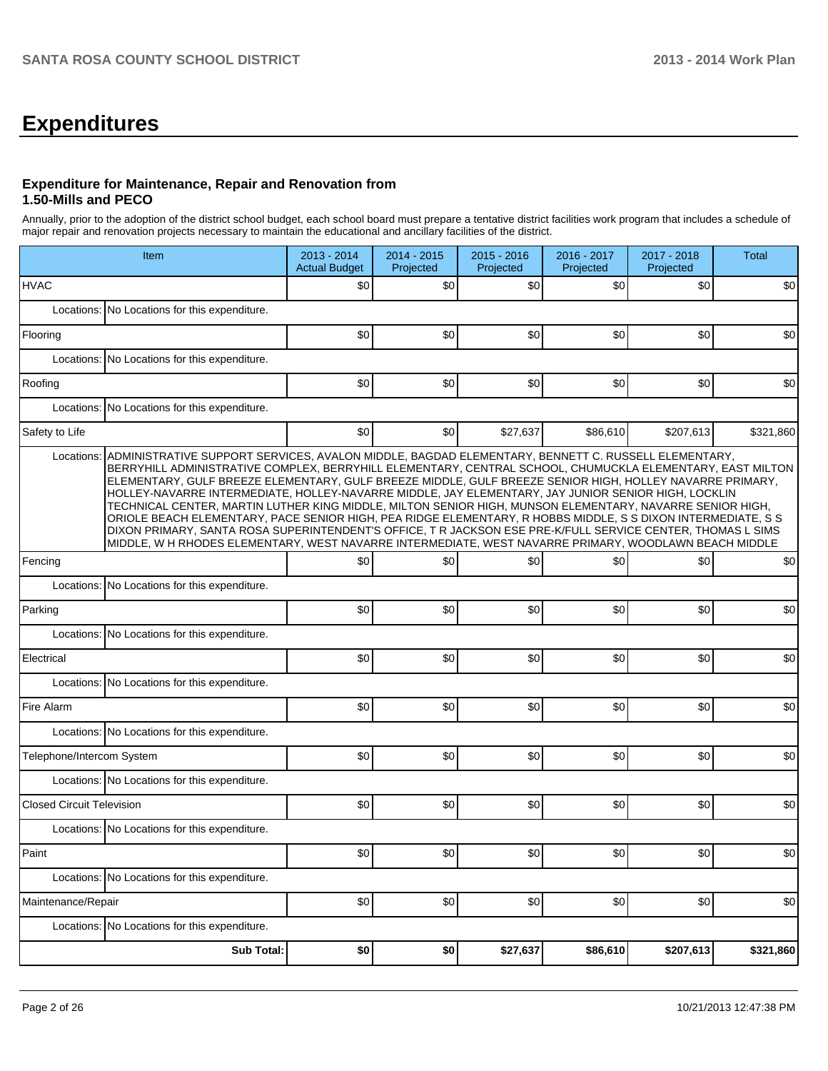# Expenditures

### Expenditure for Maintenance, Repair and Renovation from 1.50-Mills and PECO

Annually, prior to the adoption of the district school budget, each school board must prepare a tentative district facilities work program that includes a schedule of major repair and renovation projects necessary to maintain the educational and ancillary facilities of the district.

| Item | | 2013 - 2014 Actual Budget | 2014 - 2015 Projected | 2015 - 2016 Projected | 2016 - 2017 Projected | 2017 - 2018 Projected | Total |
|---|---|---|---|---|---|---|---|
| HVAC | | $0 | $0 | $0 | $0 | $0 | $0 |
| Locations: | No Locations for this expenditure. | | | | | | |
| Flooring | | $0 | $0 | $0 | $0 | $0 | $0 |
| Locations: | No Locations for this expenditure. | | | | | | |
| Roofing | | $0 | $0 | $0 | $0 | $0 | $0 |
| Locations: | No Locations for this expenditure. | | | | | | |
| Safety to Life | | $0 | $0 | $27,637 | $86,610 | $207,613 | $321,860 |
| Locations: | ADMINISTRATIVE SUPPORT SERVICES, AVALON MIDDLE, BAGDAD ELEMENTARY, BENNETT C. RUSSELL ELEMENTARY, BERRYHILL ADMINISTRATIVE COMPLEX, BERRYHILL ELEMENTARY, CENTRAL SCHOOL, CHUMUCKLA ELEMENTARY, EAST MILTON ELEMENTARY, GULF BREEZE ELEMENTARY, GULF BREEZE MIDDLE, GULF BREEZE SENIOR HIGH, HOLLEY NAVARRE PRIMARY, HOLLEY-NAVARRE INTERMEDIATE, HOLLEY-NAVARRE MIDDLE, JAY ELEMENTARY, JAY JUNIOR SENIOR HIGH, LOCKLIN TECHNICAL CENTER, MARTIN LUTHER KING MIDDLE, MILTON SENIOR HIGH, MUNSON ELEMENTARY, NAVARRE SENIOR HIGH, ORIOLE BEACH ELEMENTARY, PACE SENIOR HIGH, PEA RIDGE ELEMENTARY, R HOBBS MIDDLE, S S DIXON INTERMEDIATE, S S DIXON PRIMARY, SANTA ROSA SUPERINTENDENT'S OFFICE, T R JACKSON ESE PRE-K/FULL SERVICE CENTER, THOMAS L SIMS MIDDLE, W H RHODES ELEMENTARY, WEST NAVARRE INTERMEDIATE, WEST NAVARRE PRIMARY, WOODLAWN BEACH MIDDLE | | | | | | |
| Fencing | | $0 | $0 | $0 | $0 | $0 | $0 |
| Locations: | No Locations for this expenditure. | | | | | | |
| Parking | | $0 | $0 | $0 | $0 | $0 | $0 |
| Locations: | No Locations for this expenditure. | | | | | | |
| Electrical | | $0 | $0 | $0 | $0 | $0 | $0 |
| Locations: | No Locations for this expenditure. | | | | | | |
| Fire Alarm | | $0 | $0 | $0 | $0 | $0 | $0 |
| Locations: | No Locations for this expenditure. | | | | | | |
| Telephone/Intercom System | | $0 | $0 | $0 | $0 | $0 | $0 |
| Locations: | No Locations for this expenditure. | | | | | | |
| Closed Circuit Television | | $0 | $0 | $0 | $0 | $0 | $0 |
| Locations: | No Locations for this expenditure. | | | | | | |
| Paint | | $0 | $0 | $0 | $0 | $0 | $0 |
| Locations: | No Locations for this expenditure. | | | | | | |
| Maintenance/Repair | | $0 | $0 | $0 | $0 | $0 | $0 |
| Locations: | No Locations for this expenditure. | | | | | | |
| | **Sub Total:** | **$0** | **$0** | **$27,637** | **$86,610** | **$207,613** | **$321,860** |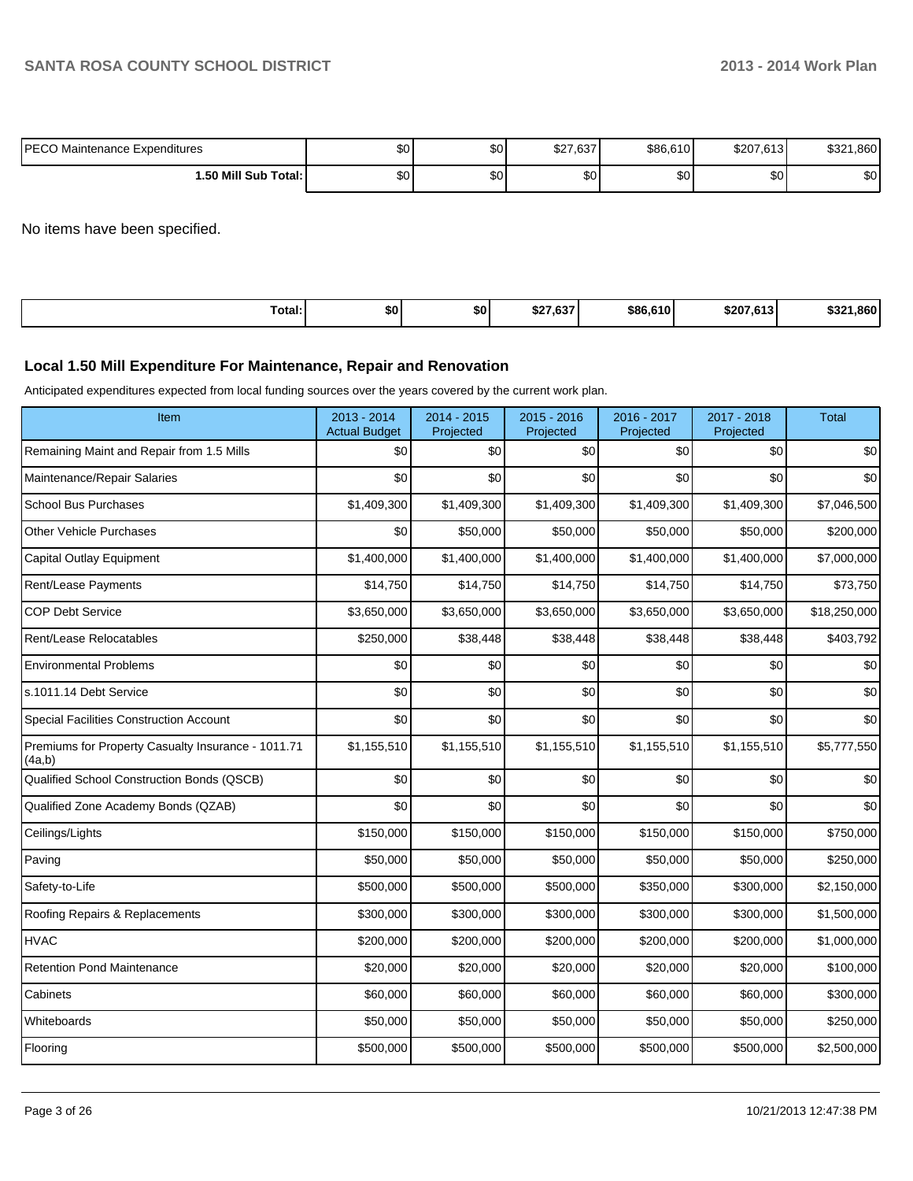| | | | | | | |
|---|---|---|---|---|---|---|
| PECO Maintenance Expenditures | $0 | $0 | $27,637 | $86,610 | $207,613 | $321,860 |
| **1.50 Mill Sub Total:** | $0 | $0 | $0 | $0 | $0 | $0 |

No items have been specified.

| | | | | | | |
|---|---|---|---|---|---|---|
| **Total:** | **$0** | **$0** | **$27,637** | **$86,610** | **$207,613** | **$321,860** |

### Local 1.50 Mill Expenditure For Maintenance, Repair and Renovation

Anticipated expenditures expected from local funding sources over the years covered by the current work plan.

| Item | 2013 - 2014 Actual Budget | 2014 - 2015 Projected | 2015 - 2016 Projected | 2016 - 2017 Projected | 2017 - 2018 Projected | Total |
|---|---|---|---|---|---|---|
| Remaining Maint and Repair from 1.5 Mills | $0 | $0 | $0 | $0 | $0 | $0 |
| Maintenance/Repair Salaries | $0 | $0 | $0 | $0 | $0 | $0 |
| School Bus Purchases | $1,409,300 | $1,409,300 | $1,409,300 | $1,409,300 | $1,409,300 | $7,046,500 |
| Other Vehicle Purchases | $0 | $50,000 | $50,000 | $50,000 | $50,000 | $200,000 |
| Capital Outlay Equipment | $1,400,000 | $1,400,000 | $1,400,000 | $1,400,000 | $1,400,000 | $7,000,000 |
| Rent/Lease Payments | $14,750 | $14,750 | $14,750 | $14,750 | $14,750 | $73,750 |
| COP Debt Service | $3,650,000 | $3,650,000 | $3,650,000 | $3,650,000 | $3,650,000 | $18,250,000 |
| Rent/Lease Relocatables | $250,000 | $38,448 | $38,448 | $38,448 | $38,448 | $403,792 |
| Environmental Problems | $0 | $0 | $0 | $0 | $0 | $0 |
| s.1011.14 Debt Service | $0 | $0 | $0 | $0 | $0 | $0 |
| Special Facilities Construction Account | $0 | $0 | $0 | $0 | $0 | $0 |
| Premiums for Property Casualty Insurance - 1011.71 (4a,b) | $1,155,510 | $1,155,510 | $1,155,510 | $1,155,510 | $1,155,510 | $5,777,550 |
| Qualified School Construction Bonds (QSCB) | $0 | $0 | $0 | $0 | $0 | $0 |
| Qualified Zone Academy Bonds (QZAB) | $0 | $0 | $0 | $0 | $0 | $0 |
| Ceilings/Lights | $150,000 | $150,000 | $150,000 | $150,000 | $150,000 | $750,000 |
| Paving | $50,000 | $50,000 | $50,000 | $50,000 | $50,000 | $250,000 |
| Safety-to-Life | $500,000 | $500,000 | $500,000 | $350,000 | $300,000 | $2,150,000 |
| Roofing Repairs & Replacements | $300,000 | $300,000 | $300,000 | $300,000 | $300,000 | $1,500,000 |
| HVAC | $200,000 | $200,000 | $200,000 | $200,000 | $200,000 | $1,000,000 |
| Retention Pond Maintenance | $20,000 | $20,000 | $20,000 | $20,000 | $20,000 | $100,000 |
| Cabinets | $60,000 | $60,000 | $60,000 | $60,000 | $60,000 | $300,000 |
| Whiteboards | $50,000 | $50,000 | $50,000 | $50,000 | $50,000 | $250,000 |
| Flooring | $500,000 | $500,000 | $500,000 | $500,000 | $500,000 | $2,500,000 |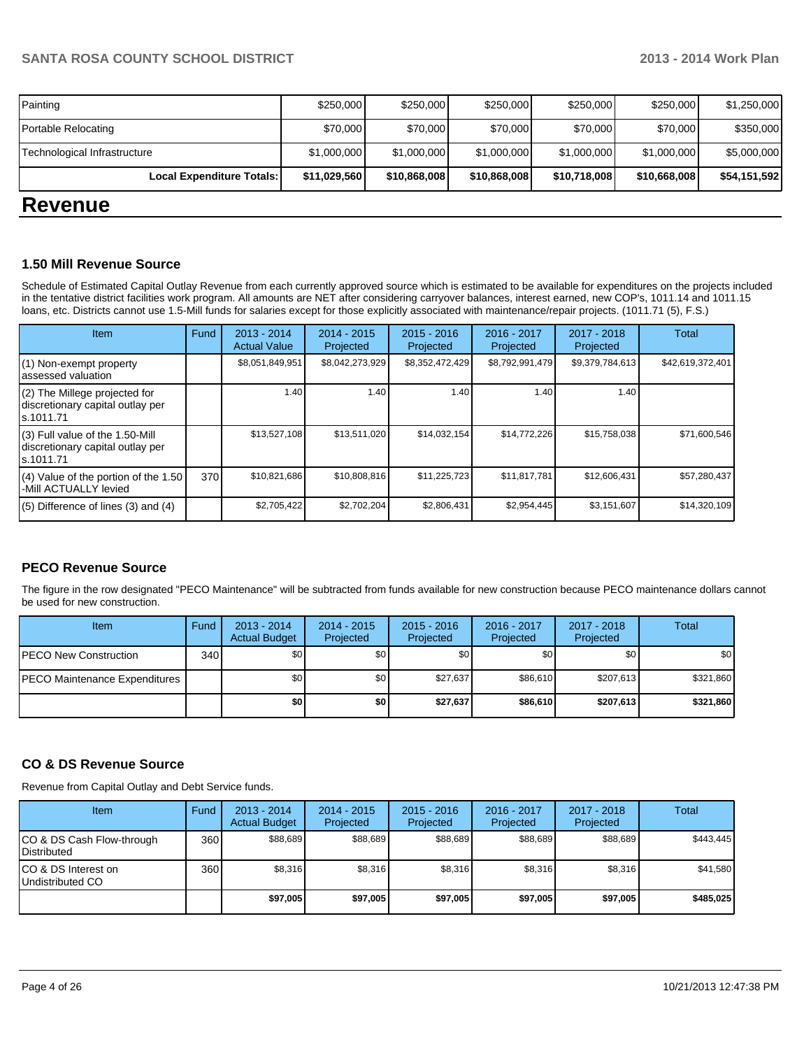| Painting | $250,000 | $250,000 | $250,000 | $250,000 | $250,000 | $1,250,000 |
|---|---|---|---|---|---|---|
| Portable Relocating | $70,000 | $70,000 | $70,000 | $70,000 | $70,000 | $350,000 |
| Technological Infrastructure | $1,000,000 | $1,000,000 | $1,000,000 | $1,000,000 | $1,000,000 | $5,000,000 |
| **Local Expenditure Totals:** | **$11,029,560** | **$10,868,008** | **$10,868,008** | **$10,718,008** | **$10,668,008** | **$54,151,592** |

# Revenue

### 1.50 Mill Revenue Source

Schedule of Estimated Capital Outlay Revenue from each currently approved source which is estimated to be available for expenditures on the projects included in the tentative district facilities work program. All amounts are NET after considering carryover balances, interest earned, new COP's, 1011.14 and 1011.15 loans, etc. Districts cannot use 1.5-Mill funds for salaries except for those explicitly associated with maintenance/repair projects. (1011.71 (5), F.S.)

| Item | Fund | 2013 - 2014 Actual Value | 2014 - 2015 Projected | 2015 - 2016 Projected | 2016 - 2017 Projected | 2017 - 2018 Projected | Total |
|---|---|---|---|---|---|---|---|
| (1) Non-exempt property assessed valuation | | $8,051,849,951 | $8,042,273,929 | $8,352,472,429 | $8,792,991,479 | $9,379,784,613 | $42,619,372,401 |
| (2) The Millege projected for discretionary capital outlay per s.1011.71 | | 1.40 | 1.40 | 1.40 | 1.40 | 1.40 | |
| (3) Full value of the 1.50-Mill discretionary capital outlay per s.1011.71 | | $13,527,108 | $13,511,020 | $14,032,154 | $14,772,226 | $15,758,038 | $71,600,546 |
| (4) Value of the portion of the 1.50 -Mill ACTUALLY levied | 370 | $10,821,686 | $10,808,816 | $11,225,723 | $11,817,781 | $12,606,431 | $57,280,437 |
| (5) Difference of lines (3) and (4) | | $2,705,422 | $2,702,204 | $2,806,431 | $2,954,445 | $3,151,607 | $14,320,109 |

### PECO Revenue Source

The figure in the row designated "PECO Maintenance" will be subtracted from funds available for new construction because PECO maintenance dollars cannot be used for new construction.

| Item | Fund | 2013 - 2014 Actual Budget | 2014 - 2015 Projected | 2015 - 2016 Projected | 2016 - 2017 Projected | 2017 - 2018 Projected | Total |
|---|---|---|---|---|---|---|---|
| PECO New Construction | 340 | $0 | $0 | $0 | $0 | $0 | $0 |
| PECO Maintenance Expenditures | | $0 | $0 | $27,637 | $86,610 | $207,613 | $321,860 |
| | | **$0** | **$0** | **$27,637** | **$86,610** | **$207,613** | **$321,860** |

### CO & DS Revenue Source

Revenue from Capital Outlay and Debt Service funds.

| Item | Fund | 2013 - 2014 Actual Budget | 2014 - 2015 Projected | 2015 - 2016 Projected | 2016 - 2017 Projected | 2017 - 2018 Projected | Total |
|---|---|---|---|---|---|---|---|
| CO & DS Cash Flow-through Distributed | 360 | $88,689 | $88,689 | $88,689 | $88,689 | $88,689 | $443,445 |
| CO & DS Interest on Undistributed CO | 360 | $8,316 | $8,316 | $8,316 | $8,316 | $8,316 | $41,580 |
| | | **$97,005** | **$97,005** | **$97,005** | **$97,005** | **$97,005** | **$485,025** |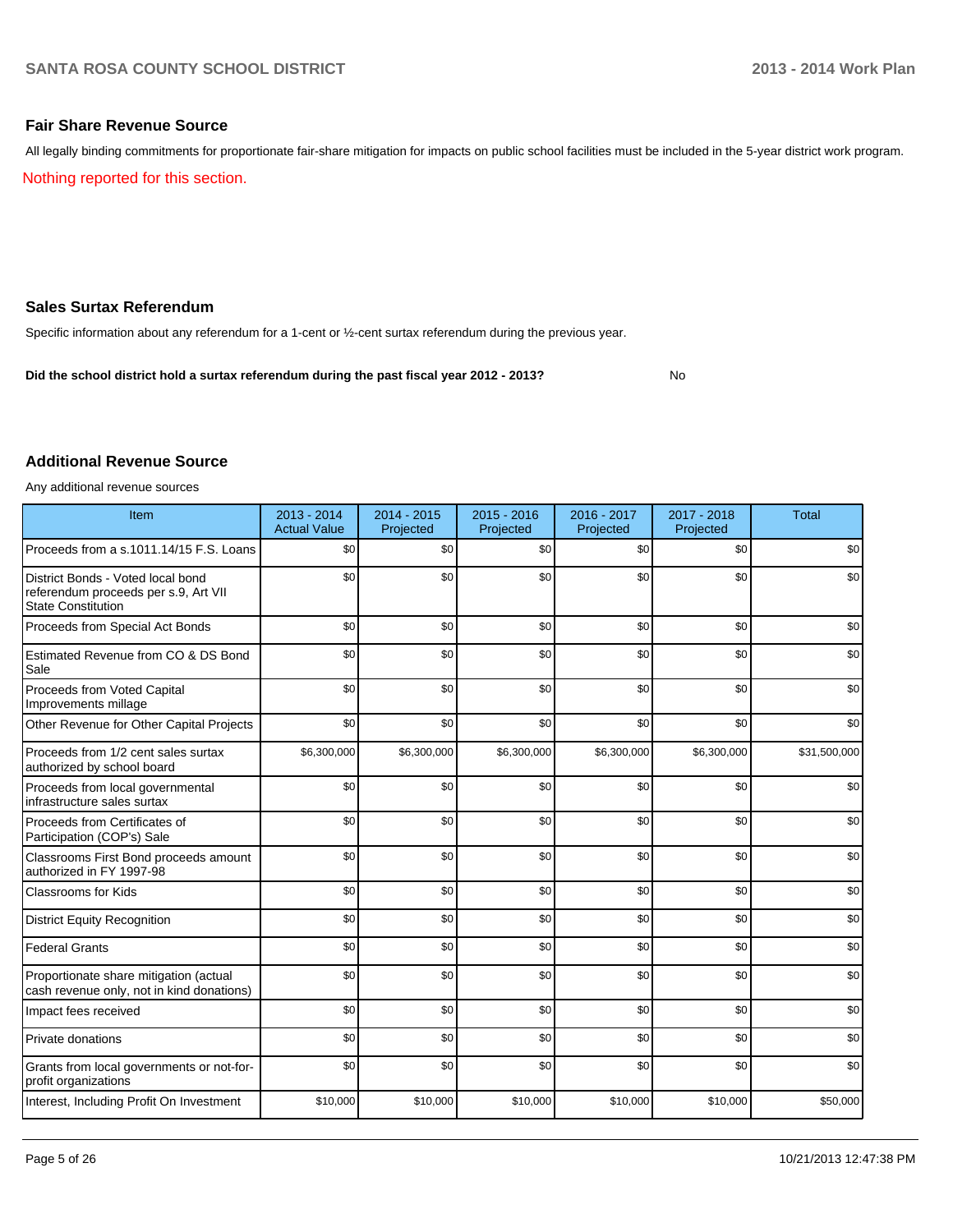## Fair Share Revenue Source

All legally binding commitments for proportionate fair-share mitigation for impacts on public school facilities must be included in the 5-year district work program.

Nothing reported for this section.

## Sales Surtax Referendum

Specific information about any referendum for a 1-cent or ½-cent surtax referendum during the previous year.

**Did the school district hold a surtax referendum during the past fiscal year 2012 - 2013?** No

## Additional Revenue Source

Any additional revenue sources

| Item | 2013 - 2014 Actual Value | 2014 - 2015 Projected | 2015 - 2016 Projected | 2016 - 2017 Projected | 2017 - 2018 Projected | Total |
|---|---|---|---|---|---|---|
| Proceeds from a s.1011.14/15 F.S. Loans | $0 | $0 | $0 | $0 | $0 | $0 |
| District Bonds - Voted local bond referendum proceeds per s.9, Art VII State Constitution | $0 | $0 | $0 | $0 | $0 | $0 |
| Proceeds from Special Act Bonds | $0 | $0 | $0 | $0 | $0 | $0 |
| Estimated Revenue from CO & DS Bond Sale | $0 | $0 | $0 | $0 | $0 | $0 |
| Proceeds from Voted Capital Improvements millage | $0 | $0 | $0 | $0 | $0 | $0 |
| Other Revenue for Other Capital Projects | $0 | $0 | $0 | $0 | $0 | $0 |
| Proceeds from 1/2 cent sales surtax authorized by school board | $6,300,000 | $6,300,000 | $6,300,000 | $6,300,000 | $6,300,000 | $31,500,000 |
| Proceeds from local governmental infrastructure sales surtax | $0 | $0 | $0 | $0 | $0 | $0 |
| Proceeds from Certificates of Participation (COP's) Sale | $0 | $0 | $0 | $0 | $0 | $0 |
| Classrooms First Bond proceeds amount authorized in FY 1997-98 | $0 | $0 | $0 | $0 | $0 | $0 |
| Classrooms for Kids | $0 | $0 | $0 | $0 | $0 | $0 |
| District Equity Recognition | $0 | $0 | $0 | $0 | $0 | $0 |
| Federal Grants | $0 | $0 | $0 | $0 | $0 | $0 |
| Proportionate share mitigation (actual cash revenue only, not in kind donations) | $0 | $0 | $0 | $0 | $0 | $0 |
| Impact fees received | $0 | $0 | $0 | $0 | $0 | $0 |
| Private donations | $0 | $0 | $0 | $0 | $0 | $0 |
| Grants from local governments or not-for-profit organizations | $0 | $0 | $0 | $0 | $0 | $0 |
| Interest, Including Profit On Investment | $10,000 | $10,000 | $10,000 | $10,000 | $10,000 | $50,000 |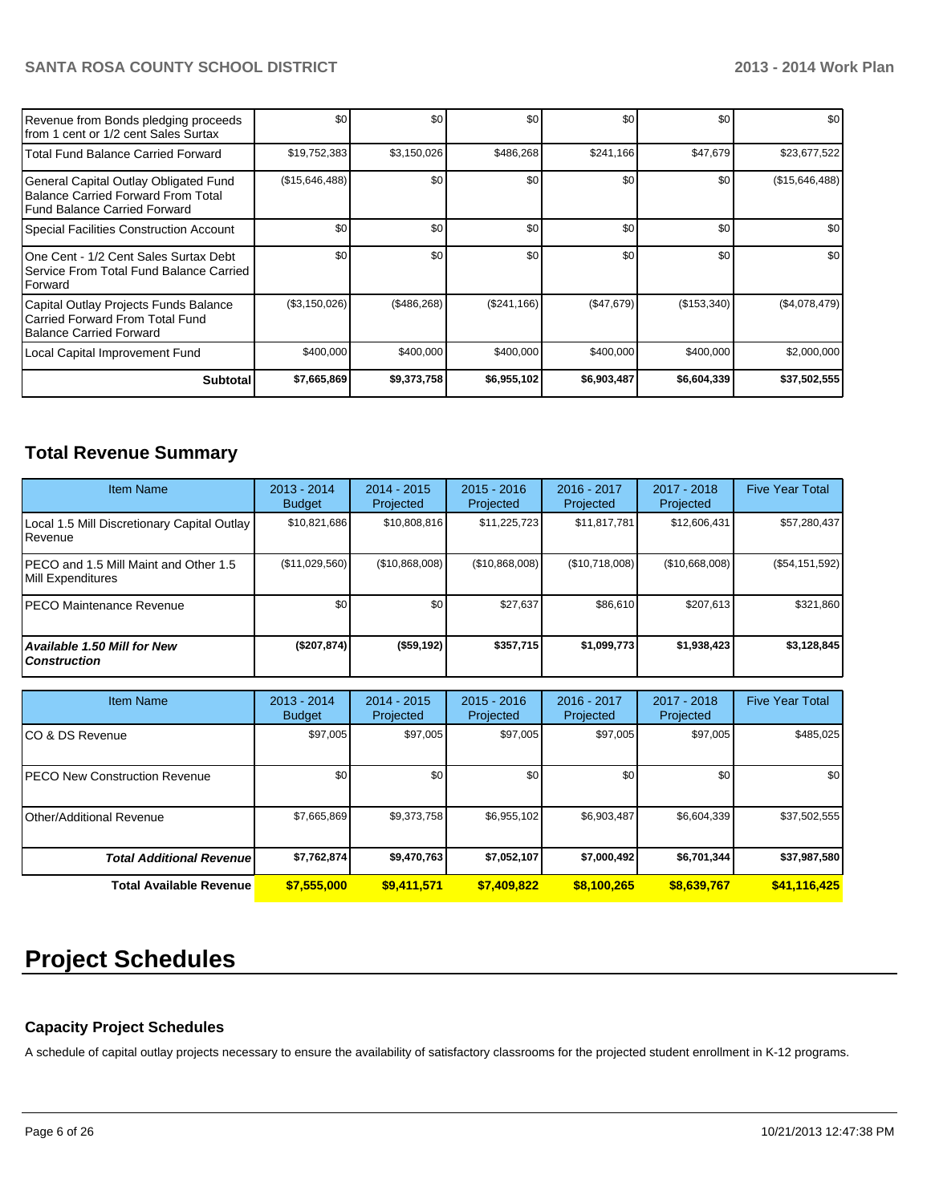| | | | | | | |
|---|---|---|---|---|---|---|
| Revenue from Bonds pledging proceeds from 1 cent or 1/2 cent Sales Surtax | $0 | $0 | $0 | $0 | $0 | $0 |
| Total Fund Balance Carried Forward | $19,752,383 | $3,150,026 | $486,268 | $241,166 | $47,679 | $23,677,522 |
| General Capital Outlay Obligated Fund Balance Carried Forward From Total Fund Balance Carried Forward | ($15,646,488) | $0 | $0 | $0 | $0 | ($15,646,488) |
| Special Facilities Construction Account | $0 | $0 | $0 | $0 | $0 | $0 |
| One Cent - 1/2 Cent Sales Surtax Debt Service From Total Fund Balance Carried Forward | $0 | $0 | $0 | $0 | $0 | $0 |
| Capital Outlay Projects Funds Balance Carried Forward From Total Fund Balance Carried Forward | ($3,150,026) | ($486,268) | ($241,166) | ($47,679) | ($153,340) | ($4,078,479) |
| Local Capital Improvement Fund | $400,000 | $400,000 | $400,000 | $400,000 | $400,000 | $2,000,000 |
| **Subtotal** | **$7,665,869** | **$9,373,758** | **$6,955,102** | **$6,903,487** | **$6,604,339** | **$37,502,555** |

## Total Revenue Summary

| Item Name | 2013 - 2014 Budget | 2014 - 2015 Projected | 2015 - 2016 Projected | 2016 - 2017 Projected | 2017 - 2018 Projected | Five Year Total |
|---|---|---|---|---|---|---|
| Local 1.5 Mill Discretionary Capital Outlay Revenue | $10,821,686 | $10,808,816 | $11,225,723 | $11,817,781 | $12,606,431 | $57,280,437 |
| PECO and 1.5 Mill Maint and Other 1.5 Mill Expenditures | ($11,029,560) | ($10,868,008) | ($10,868,008) | ($10,718,008) | ($10,668,008) | ($54,151,592) |
| PECO Maintenance Revenue | $0 | $0 | $27,637 | $86,610 | $207,613 | $321,860 |
| ***Available 1.50 Mill for New Construction*** | **($207,874)** | **($59,192)** | **$357,715** | **$1,099,773** | **$1,938,423** | **$3,128,845** |

| Item Name | 2013 - 2014 Budget | 2014 - 2015 Projected | 2015 - 2016 Projected | 2016 - 2017 Projected | 2017 - 2018 Projected | Five Year Total |
|---|---|---|---|---|---|---|
| CO & DS Revenue | $97,005 | $97,005 | $97,005 | $97,005 | $97,005 | $485,025 |
| PECO New Construction Revenue | $0 | $0 | $0 | $0 | $0 | $0 |
| Other/Additional Revenue | $7,665,869 | $9,373,758 | $6,955,102 | $6,903,487 | $6,604,339 | $37,502,555 |
| ***Total Additional Revenue*** | **$7,762,874** | **$9,470,763** | **$7,052,107** | **$7,000,492** | **$6,701,344** | **$37,987,580** |
| **Total Available Revenue** | **$7,555,000** | **$9,411,571** | **$7,409,822** | **$8,100,265** | **$8,639,767** | **$41,116,425** |

# Project Schedules

### Capacity Project Schedules

A schedule of capital outlay projects necessary to ensure the availability of satisfactory classrooms for the projected student enrollment in K-12 programs.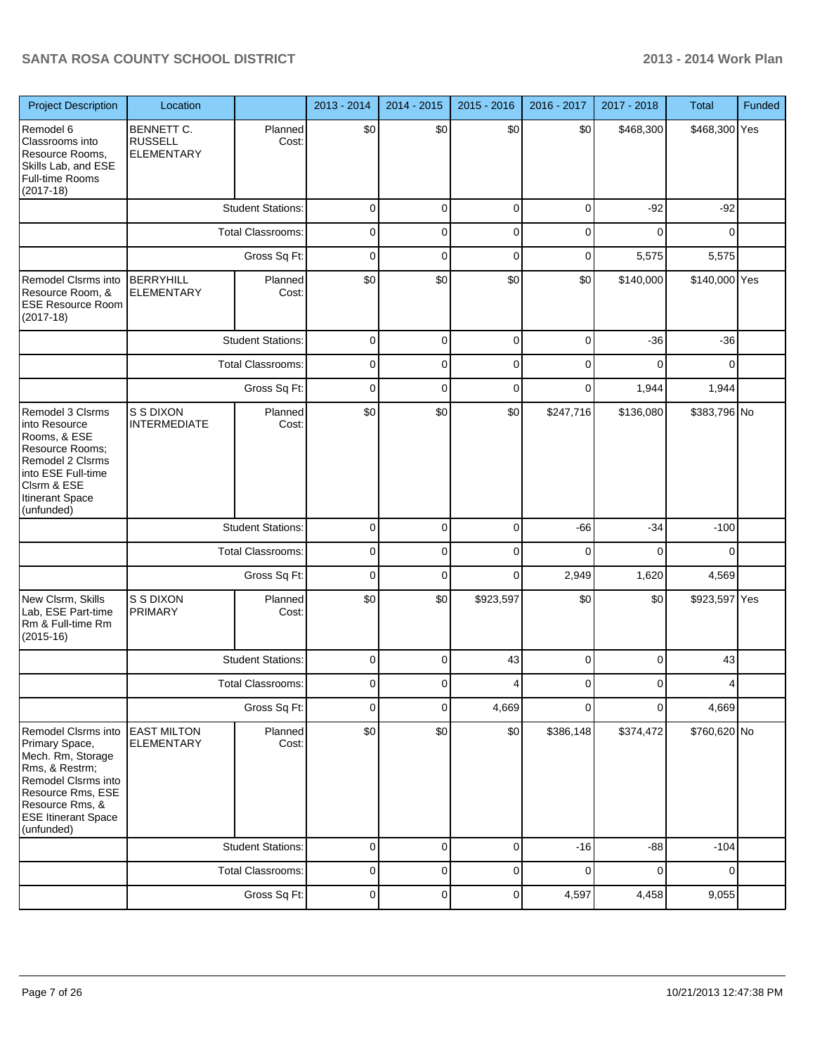| Project Description | Location | | 2013 - 2014 | 2014 - 2015 | 2015 - 2016 | 2016 - 2017 | 2017 - 2018 | Total | Funded |
|---|---|---|---|---|---|---|---|---|---|
| Remodel 6 Classrooms into Resource Rooms, Skills Lab, and ESE Full-time Rooms (2017-18) | BENNETT C. RUSSELL ELEMENTARY | Planned Cost: | $0 | $0 | $0 | $0 | $468,300 | $468,300 | Yes |
| | | Student Stations: | 0 | 0 | 0 | 0 | -92 | -92 | |
| | | Total Classrooms: | 0 | 0 | 0 | 0 | 0 | 0 | |
| | | Gross Sq Ft: | 0 | 0 | 0 | 0 | 5,575 | 5,575 | |
| Remodel Clsrms into Resource Room, & ESE Resource Room (2017-18) | BERRYHILL ELEMENTARY | Planned Cost: | $0 | $0 | $0 | $0 | $140,000 | $140,000 | Yes |
| | | Student Stations: | 0 | 0 | 0 | 0 | -36 | -36 | |
| | | Total Classrooms: | 0 | 0 | 0 | 0 | 0 | 0 | |
| | | Gross Sq Ft: | 0 | 0 | 0 | 0 | 1,944 | 1,944 | |
| Remodel 3 Clsrms into Resource Rooms, & ESE Resource Rooms; Remodel 2 Clsrms into ESE Full-time Clsrm & ESE Itinerant Space (unfunded) | S S DIXON INTERMEDIATE | Planned Cost: | $0 | $0 | $0 | $247,716 | $136,080 | $383,796 | No |
| | | Student Stations: | 0 | 0 | 0 | -66 | -34 | -100 | |
| | | Total Classrooms: | 0 | 0 | 0 | 0 | 0 | 0 | |
| | | Gross Sq Ft: | 0 | 0 | 0 | 2,949 | 1,620 | 4,569 | |
| New Clsrm, Skills Lab, ESE Part-time Rm & Full-time Rm (2015-16) | S S DIXON PRIMARY | Planned Cost: | $0 | $0 | $923,597 | $0 | $0 | $923,597 | Yes |
| | | Student Stations: | 0 | 0 | 43 | 0 | 0 | 43 | |
| | | Total Classrooms: | 0 | 0 | 4 | 0 | 0 | 4 | |
| | | Gross Sq Ft: | 0 | 0 | 4,669 | 0 | 0 | 4,669 | |
| Remodel Clsrms into Primary Space, Mech. Rm, Storage Rms, & Restrm; Remodel Clsrms into Resource Rms, ESE Resource Rms, & ESE Itinerant Space (unfunded) | EAST MILTON ELEMENTARY | Planned Cost: | $0 | $0 | $0 | $386,148 | $374,472 | $760,620 | No |
| | | Student Stations: | 0 | 0 | 0 | -16 | -88 | -104 | |
| | | Total Classrooms: | 0 | 0 | 0 | 0 | 0 | 0 | |
| | | Gross Sq Ft: | 0 | 0 | 0 | 4,597 | 4,458 | 9,055 | |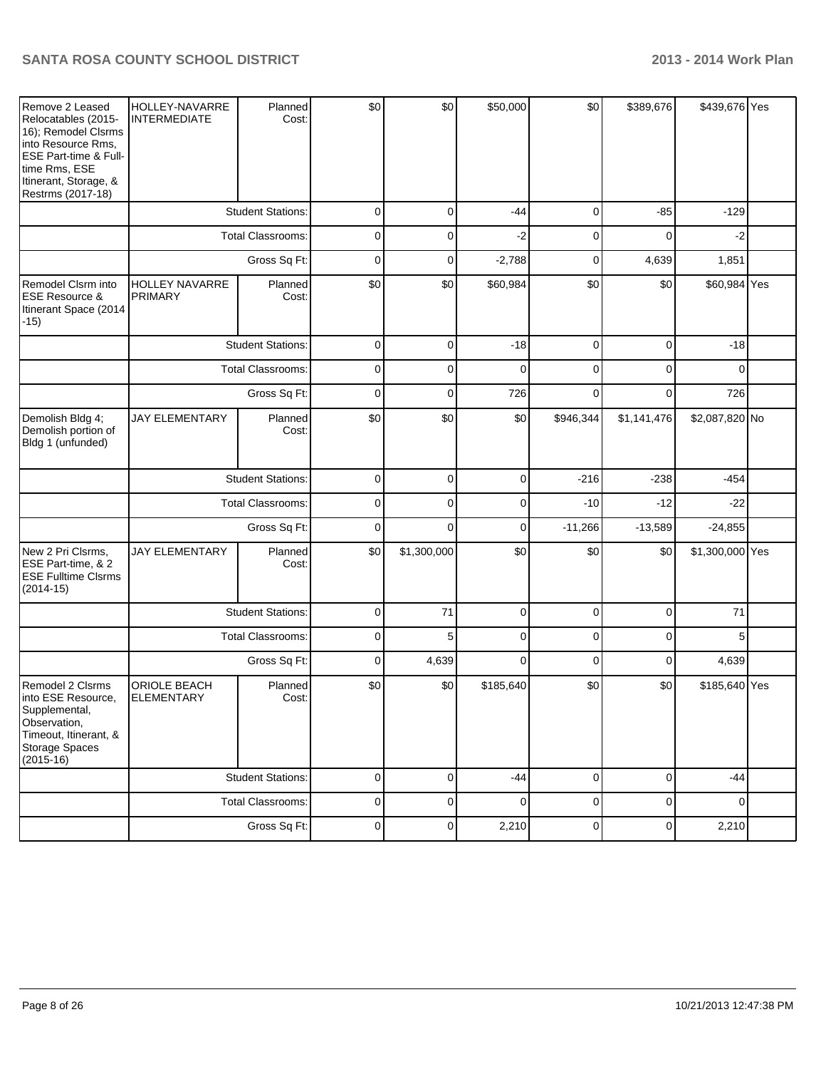| | | | | | | | | | |
|---|---|---|---|---|---|---|---|---|---|
| Remove 2 Leased Relocatables (2015-16); Remodel Clsrms into Resource Rms, ESE Part-time & Full-time Rms, ESE Itinerant, Storage, & Restrms (2017-18) | HOLLEY-NAVARRE INTERMEDIATE | Planned Cost: | $0 | $0 | $50,000 | $0 | $389,676 | $439,676 | Yes |
| | | Student Stations: | 0 | 0 | -44 | 0 | -85 | -129 | |
| | | Total Classrooms: | 0 | 0 | -2 | 0 | 0 | -2 | |
| | | Gross Sq Ft: | 0 | 0 | -2,788 | 0 | 4,639 | 1,851 | |
| Remodel Clsrm into ESE Resource & Itinerant Space (2014-15) | HOLLEY NAVARRE PRIMARY | Planned Cost: | $0 | $0 | $60,984 | $0 | $0 | $60,984 | Yes |
| | | Student Stations: | 0 | 0 | -18 | 0 | 0 | -18 | |
| | | Total Classrooms: | 0 | 0 | 0 | 0 | 0 | 0 | |
| | | Gross Sq Ft: | 0 | 0 | 726 | 0 | 0 | 726 | |
| Demolish Bldg 4; Demolish portion of Bldg 1 (unfunded) | JAY ELEMENTARY | Planned Cost: | $0 | $0 | $0 | $946,344 | $1,141,476 | $2,087,820 | No |
| | | Student Stations: | 0 | 0 | 0 | -216 | -238 | -454 | |
| | | Total Classrooms: | 0 | 0 | 0 | -10 | -12 | -22 | |
| | | Gross Sq Ft: | 0 | 0 | 0 | -11,266 | -13,589 | -24,855 | |
| New 2 Pri Clsrms, ESE Part-time, & 2 ESE Fulltime Clsrms (2014-15) | JAY ELEMENTARY | Planned Cost: | $0 | $1,300,000 | $0 | $0 | $0 | $1,300,000 | Yes |
| | | Student Stations: | 0 | 71 | 0 | 0 | 0 | 71 | |
| | | Total Classrooms: | 0 | 5 | 0 | 0 | 0 | 5 | |
| | | Gross Sq Ft: | 0 | 4,639 | 0 | 0 | 0 | 4,639 | |
| Remodel 2 Clsrms into ESE Resource, Supplemental, Observation, Timeout, Itinerant, & Storage Spaces (2015-16) | ORIOLE BEACH ELEMENTARY | Planned Cost: | $0 | $0 | $185,640 | $0 | $0 | $185,640 | Yes |
| | | Student Stations: | 0 | 0 | -44 | 0 | 0 | -44 | |
| | | Total Classrooms: | 0 | 0 | 0 | 0 | 0 | 0 | |
| | | Gross Sq Ft: | 0 | 0 | 2,210 | 0 | 0 | 2,210 | |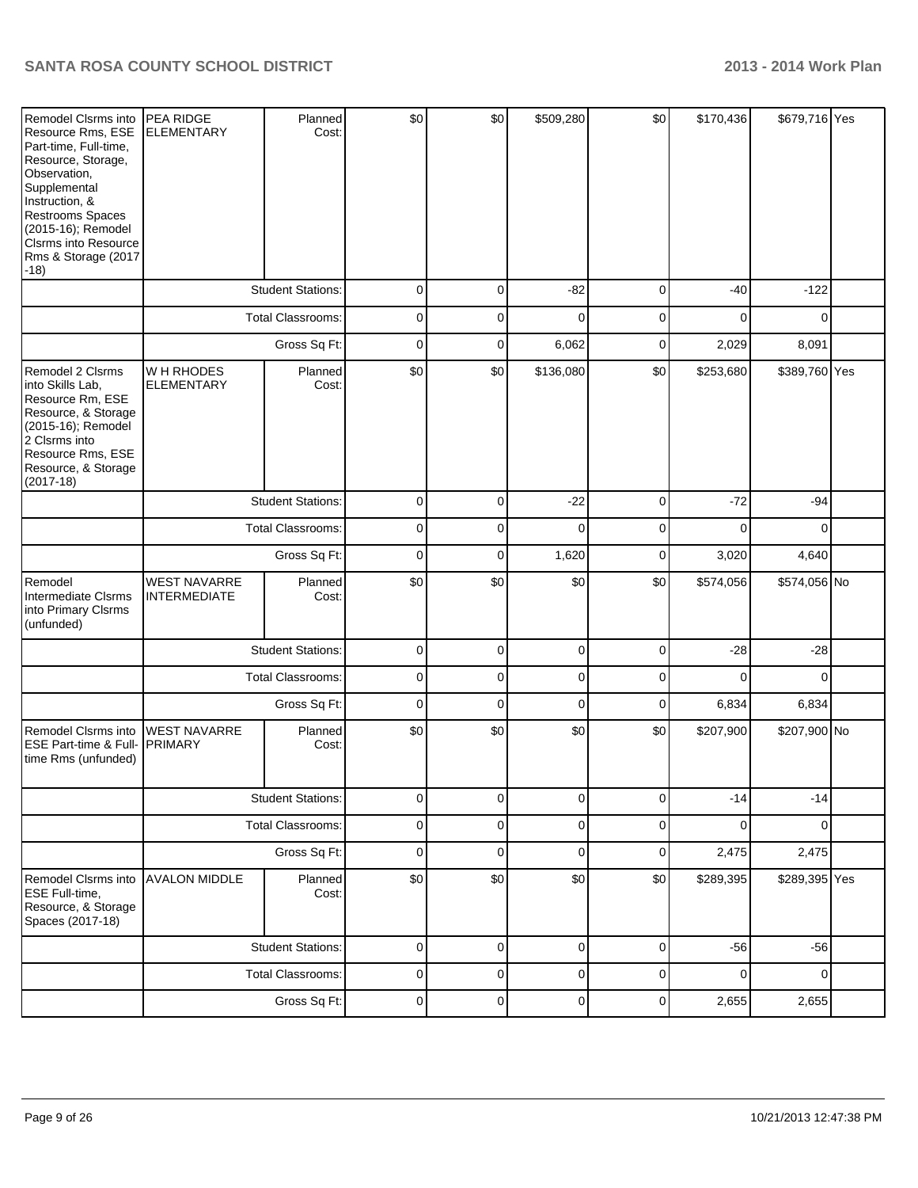| Remodel Clsrms into Resource Rms, ESE Part-time, Full-time, Resource, Storage, Observation, Supplemental Instruction, & Restrooms Spaces (2015-16); Remodel Clsrms into Resource Rms & Storage (2017-18) | PEA RIDGE ELEMENTARY | Planned Cost: | $0 | $0 | $509,280 | $0 | $170,436 | $679,716 | Yes |
|---|---|---|---|---|---|---|---|---|---|
| | | Student Stations: | 0 | 0 | -82 | 0 | -40 | -122 | |
| | | Total Classrooms: | 0 | 0 | 0 | 0 | 0 | 0 | |
| | | Gross Sq Ft: | 0 | 0 | 6,062 | 0 | 2,029 | 8,091 | |
| Remodel 2 Clsrms into Skills Lab, Resource Rm, ESE Resource, & Storage (2015-16); Remodel 2 Clsrms into Resource Rms, ESE Resource, & Storage (2017-18) | W H RHODES ELEMENTARY | Planned Cost: | $0 | $0 | $136,080 | $0 | $253,680 | $389,760 | Yes |
| | | Student Stations: | 0 | 0 | -22 | 0 | -72 | -94 | |
| | | Total Classrooms: | 0 | 0 | 0 | 0 | 0 | 0 | |
| | | Gross Sq Ft: | 0 | 0 | 1,620 | 0 | 3,020 | 4,640 | |
| Remodel Intermediate Clsrms into Primary Clsrms (unfunded) | WEST NAVARRE INTERMEDIATE | Planned Cost: | $0 | $0 | $0 | $0 | $574,056 | $574,056 | No |
| | | Student Stations: | 0 | 0 | 0 | 0 | -28 | -28 | |
| | | Total Classrooms: | 0 | 0 | 0 | 0 | 0 | 0 | |
| | | Gross Sq Ft: | 0 | 0 | 0 | 0 | 6,834 | 6,834 | |
| Remodel Clsrms into ESE Part-time & Full-time Rms (unfunded) | WEST NAVARRE PRIMARY | Planned Cost: | $0 | $0 | $0 | $0 | $207,900 | $207,900 | No |
| | | Student Stations: | 0 | 0 | 0 | 0 | -14 | -14 | |
| | | Total Classrooms: | 0 | 0 | 0 | 0 | 0 | 0 | |
| | | Gross Sq Ft: | 0 | 0 | 0 | 0 | 2,475 | 2,475 | |
| Remodel Clsrms into ESE Full-time, Resource, & Storage Spaces (2017-18) | AVALON MIDDLE | Planned Cost: | $0 | $0 | $0 | $0 | $289,395 | $289,395 | Yes |
| | | Student Stations: | 0 | 0 | 0 | 0 | -56 | -56 | |
| | | Total Classrooms: | 0 | 0 | 0 | 0 | 0 | 0 | |
| | | Gross Sq Ft: | 0 | 0 | 0 | 0 | 2,655 | 2,655 | |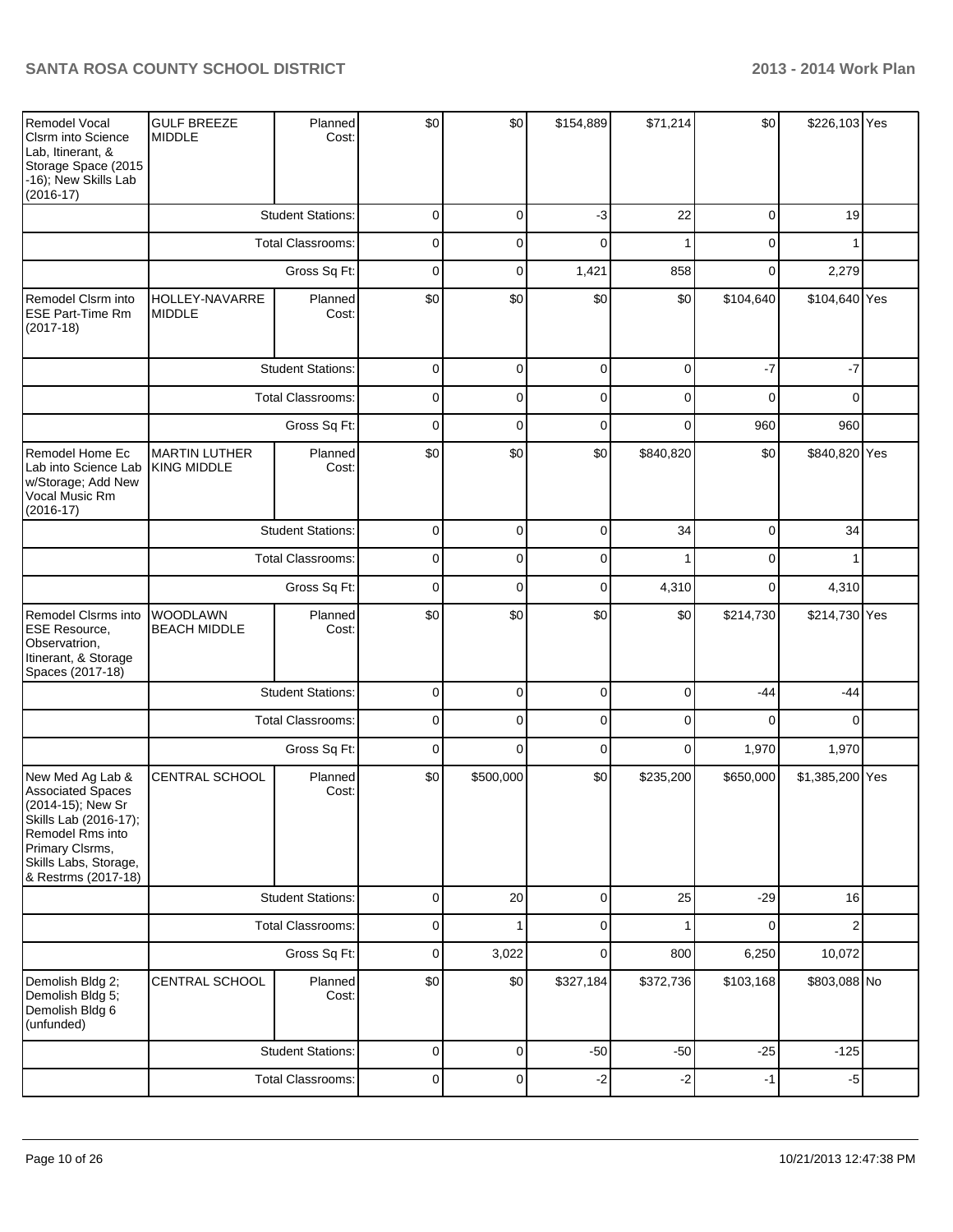| | | | | | | | | | |
|---|---|---|---|---|---|---|---|---|---|
| Remodel Vocal Clsrm into Science Lab, Itinerant, & Storage Space (2015-16); New Skills Lab (2016-17) | GULF BREEZE MIDDLE | Planned Cost: | $0 | $0 | $154,889 | $71,214 | $0 | $226,103 | Yes |
| | | Student Stations: | 0 | 0 | -3 | 22 | 0 | 19 | |
| | | Total Classrooms: | 0 | 0 | 0 | 1 | 0 | 1 | |
| | | Gross Sq Ft: | 0 | 0 | 1,421 | 858 | 0 | 2,279 | |
| Remodel Clsrm into ESE Part-Time Rm (2017-18) | HOLLEY-NAVARRE MIDDLE | Planned Cost: | $0 | $0 | $0 | $0 | $104,640 | $104,640 | Yes |
| | | Student Stations: | 0 | 0 | 0 | 0 | -7 | -7 | |
| | | Total Classrooms: | 0 | 0 | 0 | 0 | 0 | 0 | |
| | | Gross Sq Ft: | 0 | 0 | 0 | 0 | 960 | 960 | |
| Remodel Home Ec Lab into Science Lab w/Storage; Add New Vocal Music Rm (2016-17) | MARTIN LUTHER KING MIDDLE | Planned Cost: | $0 | $0 | $0 | $840,820 | $0 | $840,820 | Yes |
| | | Student Stations: | 0 | 0 | 0 | 34 | 0 | 34 | |
| | | Total Classrooms: | 0 | 0 | 0 | 1 | 0 | 1 | |
| | | Gross Sq Ft: | 0 | 0 | 0 | 4,310 | 0 | 4,310 | |
| Remodel Clsrms into ESE Resource, Observatrion, Itinerant, & Storage Spaces (2017-18) | WOODLAWN BEACH MIDDLE | Planned Cost: | $0 | $0 | $0 | $0 | $214,730 | $214,730 | Yes |
| | | Student Stations: | 0 | 0 | 0 | 0 | -44 | -44 | |
| | | Total Classrooms: | 0 | 0 | 0 | 0 | 0 | 0 | |
| | | Gross Sq Ft: | 0 | 0 | 0 | 0 | 1,970 | 1,970 | |
| New Med Ag Lab & Associated Spaces (2014-15); New Sr Skills Lab (2016-17); Remodel Rms into Primary Clsrms, Skills Labs, Storage, & Restrms (2017-18) | CENTRAL SCHOOL | Planned Cost: | $0 | $500,000 | $0 | $235,200 | $650,000 | $1,385,200 | Yes |
| | | Student Stations: | 0 | 20 | 0 | 25 | -29 | 16 | |
| | | Total Classrooms: | 0 | 1 | 0 | 1 | 0 | 2 | |
| | | Gross Sq Ft: | 0 | 3,022 | 0 | 800 | 6,250 | 10,072 | |
| Demolish Bldg 2; Demolish Bldg 5; Demolish Bldg 6 (unfunded) | CENTRAL SCHOOL | Planned Cost: | $0 | $0 | $327,184 | $372,736 | $103,168 | $803,088 | No |
| | | Student Stations: | 0 | 0 | -50 | -50 | -25 | -125 | |
| | | Total Classrooms: | 0 | 0 | -2 | -2 | -1 | -5 | |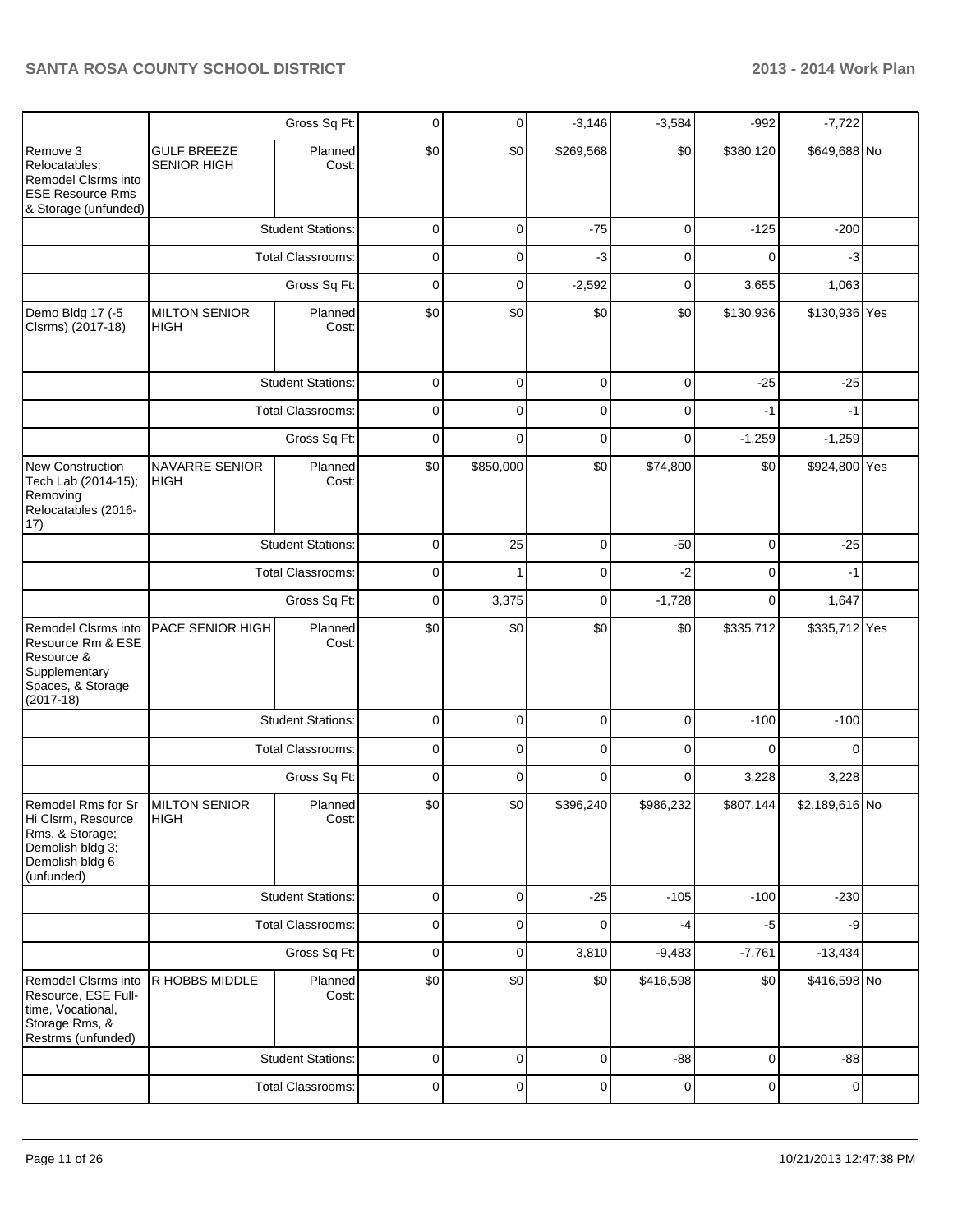| | | | | | | | | | |
|---|---|---|---|---|---|---|---|---|---|
| | | Gross Sq Ft: | 0 | 0 | -3,146 | -3,584 | -992 | -7,722 | |
| Remove 3 Relocatables; Remodel Clsrms into ESE Resource Rms & Storage (unfunded) | GULF BREEZE SENIOR HIGH | Planned Cost: | $0 | $0 | $269,568 | $0 | $380,120 | $649,688 | No |
| | | Student Stations: | 0 | 0 | -75 | 0 | -125 | -200 | |
| | | Total Classrooms: | 0 | 0 | -3 | 0 | 0 | -3 | |
| | | Gross Sq Ft: | 0 | 0 | -2,592 | 0 | 3,655 | 1,063 | |
| Demo Bldg 17 (-5 Clsrms) (2017-18) | MILTON SENIOR HIGH | Planned Cost: | $0 | $0 | $0 | $0 | $130,936 | $130,936 | Yes |
| | | Student Stations: | 0 | 0 | 0 | 0 | -25 | -25 | |
| | | Total Classrooms: | 0 | 0 | 0 | 0 | -1 | -1 | |
| | | Gross Sq Ft: | 0 | 0 | 0 | 0 | -1,259 | -1,259 | |
| New Construction Tech Lab (2014-15); Removing Relocatables (2016-17) | NAVARRE SENIOR HIGH | Planned Cost: | $0 | $850,000 | $0 | $74,800 | $0 | $924,800 | Yes |
| | | Student Stations: | 0 | 25 | 0 | -50 | 0 | -25 | |
| | | Total Classrooms: | 0 | 1 | 0 | -2 | 0 | -1 | |
| | | Gross Sq Ft: | 0 | 3,375 | 0 | -1,728 | 0 | 1,647 | |
| Remodel Clsrms into Resource Rm & ESE Resource & Supplementary Spaces, & Storage (2017-18) | PACE SENIOR HIGH | Planned Cost: | $0 | $0 | $0 | $0 | $335,712 | $335,712 | Yes |
| | | Student Stations: | 0 | 0 | 0 | 0 | -100 | -100 | |
| | | Total Classrooms: | 0 | 0 | 0 | 0 | 0 | 0 | |
| | | Gross Sq Ft: | 0 | 0 | 0 | 0 | 3,228 | 3,228 | |
| Remodel Rms for Sr Hi Clsrm, Resource Rms, & Storage; Demolish bldg 3; Demolish bldg 6 (unfunded) | MILTON SENIOR HIGH | Planned Cost: | $0 | $0 | $396,240 | $986,232 | $807,144 | $2,189,616 | No |
| | | Student Stations: | 0 | 0 | -25 | -105 | -100 | -230 | |
| | | Total Classrooms: | 0 | 0 | 0 | -4 | -5 | -9 | |
| | | Gross Sq Ft: | 0 | 0 | 3,810 | -9,483 | -7,761 | -13,434 | |
| Remodel Clsrms into Resource, ESE Full-time, Vocational, Storage Rms, & Restrms (unfunded) | R HOBBS MIDDLE | Planned Cost: | $0 | $0 | $0 | $416,598 | $0 | $416,598 | No |
| | | Student Stations: | 0 | 0 | 0 | -88 | 0 | -88 | |
| | | Total Classrooms: | 0 | 0 | 0 | 0 | 0 | 0 | |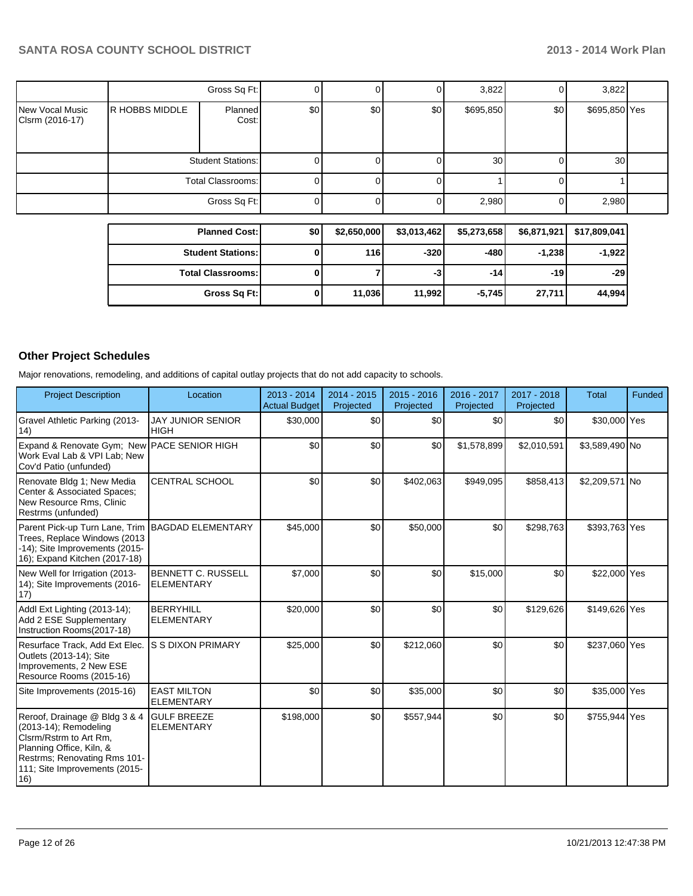| | | | | | | | | | |
|---|---|---|---|---|---|---|---|---|---|
| | | Gross Sq Ft: | 0 | 0 | 0 | 3,822 | 0 | 3,822 | |
| New Vocal Music Clsrm (2016-17) | R HOBBS MIDDLE | Planned Cost: | $0 | $0 | $0 | $695,850 | $0 | $695,850 | Yes |
| | | Student Stations: | 0 | 0 | 0 | 30 | 0 | 30 | |
| | | Total Classrooms: | 0 | 0 | 0 | 1 | 0 | 1 | |
| | | Gross Sq Ft: | 0 | 0 | 0 | 2,980 | 0 | 2,980 | |

| | | | | | | |
|---|---|---|---|---|---|---|
| **Planned Cost:** | **$0** | **$2,650,000** | **$3,013,462** | **$5,273,658** | **$6,871,921** | **$17,809,041** |
| **Student Stations:** | **0** | **116** | **-320** | **-480** | **-1,238** | **-1,922** |
| **Total Classrooms:** | **0** | **7** | **-3** | **-14** | **-19** | **-29** |
| **Gross Sq Ft:** | **0** | **11,036** | **11,992** | **-5,745** | **27,711** | **44,994** |

## Other Project Schedules

Major renovations, remodeling, and additions of capital outlay projects that do not add capacity to schools.

| Project Description | Location | 2013 - 2014 Actual Budget | 2014 - 2015 Projected | 2015 - 2016 Projected | 2016 - 2017 Projected | 2017 - 2018 Projected | Total | Funded |
|---|---|---|---|---|---|---|---|---|
| Gravel Athletic Parking (2013-14) | JAY JUNIOR SENIOR HIGH | $30,000 | $0 | $0 | $0 | $0 | $30,000 | Yes |
| Expand & Renovate Gym; New Work Eval Lab & VPI Lab; New Cov'd Patio (unfunded) | PACE SENIOR HIGH | $0 | $0 | $0 | $1,578,899 | $2,010,591 | $3,589,490 | No |
| Renovate Bldg 1; New Media Center & Associated Spaces; New Resource Rms, Clinic Restrms (unfunded) | CENTRAL SCHOOL | $0 | $0 | $402,063 | $949,095 | $858,413 | $2,209,571 | No |
| Parent Pick-up Turn Lane, Trim Trees, Replace Windows (2013-14); Site Improvements (2015-16); Expand Kitchen (2017-18) | BAGDAD ELEMENTARY | $45,000 | $0 | $50,000 | $0 | $298,763 | $393,763 | Yes |
| New Well for Irrigation (2013-14); Site Improvements (2016-17) | BENNETT C. RUSSELL ELEMENTARY | $7,000 | $0 | $0 | $15,000 | $0 | $22,000 | Yes |
| Addl Ext Lighting (2013-14); Add 2 ESE Supplementary Instruction Rooms(2017-18) | BERRYHILL ELEMENTARY | $20,000 | $0 | $0 | $0 | $129,626 | $149,626 | Yes |
| Resurface Track, Add Ext Elec. Outlets (2013-14); Site Improvements, 2 New ESE Resource Rooms (2015-16) | S S DIXON PRIMARY | $25,000 | $0 | $212,060 | $0 | $0 | $237,060 | Yes |
| Site Improvements (2015-16) | EAST MILTON ELEMENTARY | $0 | $0 | $35,000 | $0 | $0 | $35,000 | Yes |
| Reroof, Drainage @ Bldg 3 & 4 (2013-14); Remodeling Clsrm/Rstrm to Art Rm, Planning Office, Kiln, & Restrms; Renovating Rms 101-111; Site Improvements (2015-16) | GULF BREEZE ELEMENTARY | $198,000 | $0 | $557,944 | $0 | $0 | $755,944 | Yes |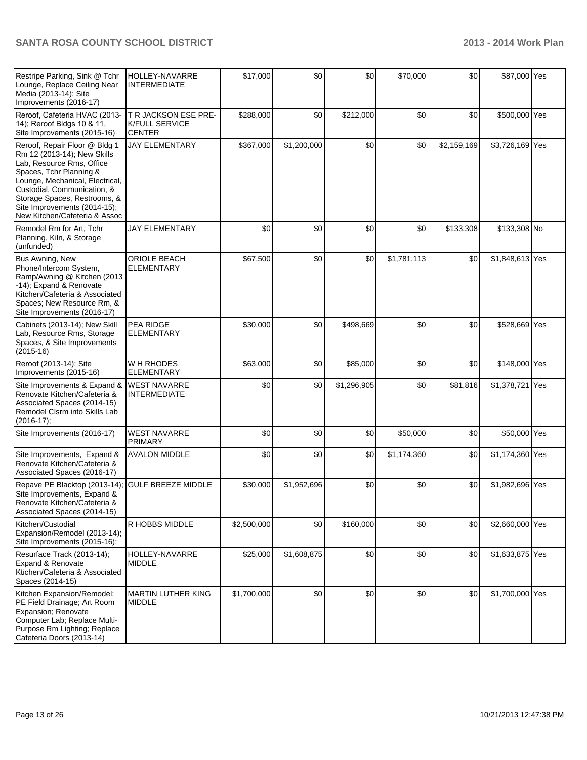| | | | | | | | | |
|---|---|---|---|---|---|---|---|---|
| Restripe Parking, Sink @ Tchr Lounge, Replace Ceiling Near Media (2013-14); Site Improvements (2016-17) | HOLLEY-NAVARRE INTERMEDIATE | $17,000 | $0 | $0 | $70,000 | $0 | $87,000 | Yes |
| Reroof, Cafeteria HVAC (2013-14); Reroof Bldgs 10 & 11, Site Improvements (2015-16) | T R JACKSON ESE PRE-K/FULL SERVICE CENTER | $288,000 | $0 | $212,000 | $0 | $0 | $500,000 | Yes |
| Reroof, Repair Floor @ Bldg 1 Rm 12 (2013-14); New Skills Lab, Resource Rms, Office Spaces, Tchr Planning & Lounge, Mechanical, Electrical, Custodial, Communication, & Storage Spaces, Restrooms, & Site Improvements (2014-15); New Kitchen/Cafeteria & Assoc | JAY ELEMENTARY | $367,000 | $1,200,000 | $0 | $0 | $2,159,169 | $3,726,169 | Yes |
| Remodel Rm for Art, Tchr Planning, Kiln, & Storage (unfunded) | JAY ELEMENTARY | $0 | $0 | $0 | $0 | $133,308 | $133,308 | No |
| Bus Awning, New Phone/Intercom System, Ramp/Awning @ Kitchen (2013-14); Expand & Renovate Kitchen/Cafeteria & Associated Spaces; New Resource Rm, & Site Improvements (2016-17) | ORIOLE BEACH ELEMENTARY | $67,500 | $0 | $0 | $1,781,113 | $0 | $1,848,613 | Yes |
| Cabinets (2013-14); New Skill Lab, Resource Rms, Storage Spaces, & Site Improvements (2015-16) | PEA RIDGE ELEMENTARY | $30,000 | $0 | $498,669 | $0 | $0 | $528,669 | Yes |
| Reroof (2013-14); Site Improvements (2015-16) | W H RHODES ELEMENTARY | $63,000 | $0 | $85,000 | $0 | $0 | $148,000 | Yes |
| Site Improvements & Expand & Renovate Kitchen/Cafeteria & Associated Spaces (2014-15) Remodel Clsrm into Skills Lab (2016-17); | WEST NAVARRE INTERMEDIATE | $0 | $0 | $1,296,905 | $0 | $81,816 | $1,378,721 | Yes |
| Site Improvements (2016-17) | WEST NAVARRE PRIMARY | $0 | $0 | $0 | $50,000 | $0 | $50,000 | Yes |
| Site Improvements, Expand & Renovate Kitchen/Cafeteria & Associated Spaces (2016-17) | AVALON MIDDLE | $0 | $0 | $0 | $1,174,360 | $0 | $1,174,360 | Yes |
| Repave PE Blacktop (2013-14); Site Improvements, Expand & Renovate Kitchen/Cafeteria & Associated Spaces (2014-15) | GULF BREEZE MIDDLE | $30,000 | $1,952,696 | $0 | $0 | $0 | $1,982,696 | Yes |
| Kitchen/Custodial Expansion/Remodel (2013-14); Site Improvements (2015-16); | R HOBBS MIDDLE | $2,500,000 | $0 | $160,000 | $0 | $0 | $2,660,000 | Yes |
| Resurface Track (2013-14); Expand & Renovate Ktichen/Cafeteria & Associated Spaces (2014-15) | HOLLEY-NAVARRE MIDDLE | $25,000 | $1,608,875 | $0 | $0 | $0 | $1,633,875 | Yes |
| Kitchen Expansion/Remodel; PE Field Drainage; Art Room Expansion; Renovate Computer Lab; Replace Multi-Purpose Rm Lighting; Replace Cafeteria Doors (2013-14) | MARTIN LUTHER KING MIDDLE | $1,700,000 | $0 | $0 | $0 | $0 | $1,700,000 | Yes |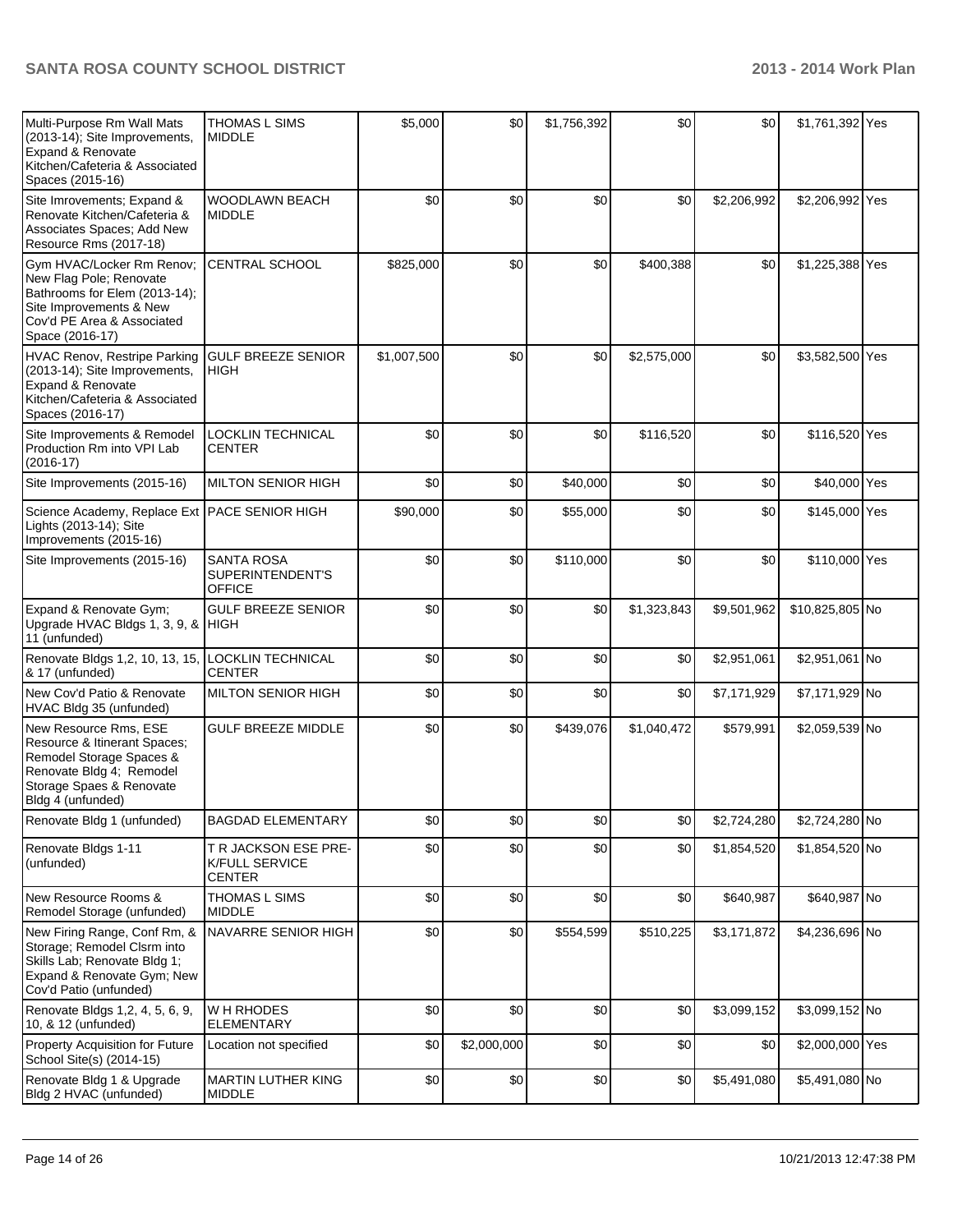| | | | | | | | | |
|---|---|---|---|---|---|---|---|---|
| Multi-Purpose Rm Wall Mats (2013-14); Site Improvements, Expand & Renovate Kitchen/Cafeteria & Associated Spaces (2015-16) | THOMAS L SIMS MIDDLE | $5,000 | $0 | $1,756,392 | $0 | $0 | $1,761,392 | Yes |
| Site Imrovements; Expand & Renovate Kitchen/Cafeteria & Associates Spaces; Add New Resource Rms (2017-18) | WOODLAWN BEACH MIDDLE | $0 | $0 | $0 | $0 | $2,206,992 | $2,206,992 | Yes |
| Gym HVAC/Locker Rm Renov; New Flag Pole; Renovate Bathrooms for Elem (2013-14); Site Improvements & New Cov'd PE Area & Associated Space (2016-17) | CENTRAL SCHOOL | $825,000 | $0 | $0 | $400,388 | $0 | $1,225,388 | Yes |
| HVAC Renov, Restripe Parking (2013-14); Site Improvements, Expand & Renovate Kitchen/Cafeteria & Associated Spaces (2016-17) | GULF BREEZE SENIOR HIGH | $1,007,500 | $0 | $0 | $2,575,000 | $0 | $3,582,500 | Yes |
| Site Improvements & Remodel Production Rm into VPI Lab (2016-17) | LOCKLIN TECHNICAL CENTER | $0 | $0 | $0 | $116,520 | $0 | $116,520 | Yes |
| Site Improvements (2015-16) | MILTON SENIOR HIGH | $0 | $0 | $40,000 | $0 | $0 | $40,000 | Yes |
| Science Academy, Replace Ext Lights (2013-14); Site Improvements (2015-16) | PACE SENIOR HIGH | $90,000 | $0 | $55,000 | $0 | $0 | $145,000 | Yes |
| Site Improvements (2015-16) | SANTA ROSA SUPERINTENDENT'S OFFICE | $0 | $0 | $110,000 | $0 | $0 | $110,000 | Yes |
| Expand & Renovate Gym; Upgrade HVAC Bldgs 1, 3, 9, & 11 (unfunded) | GULF BREEZE SENIOR HIGH | $0 | $0 | $0 | $1,323,843 | $9,501,962 | $10,825,805 | No |
| Renovate Bldgs 1,2, 10, 13, 15, & 17 (unfunded) | LOCKLIN TECHNICAL CENTER | $0 | $0 | $0 | $0 | $2,951,061 | $2,951,061 | No |
| New Cov'd Patio & Renovate HVAC Bldg 35 (unfunded) | MILTON SENIOR HIGH | $0 | $0 | $0 | $0 | $7,171,929 | $7,171,929 | No |
| New Resource Rms, ESE Resource & Itinerant Spaces; Remodel Storage Spaces & Renovate Bldg 4; Remodel Storage Spaes & Renovate Bldg 4 (unfunded) | GULF BREEZE MIDDLE | $0 | $0 | $439,076 | $1,040,472 | $579,991 | $2,059,539 | No |
| Renovate Bldg 1 (unfunded) | BAGDAD ELEMENTARY | $0 | $0 | $0 | $0 | $2,724,280 | $2,724,280 | No |
| Renovate Bldgs 1-11 (unfunded) | T R JACKSON ESE PRE-K/FULL SERVICE CENTER | $0 | $0 | $0 | $0 | $1,854,520 | $1,854,520 | No |
| New Resource Rooms & Remodel Storage (unfunded) | THOMAS L SIMS MIDDLE | $0 | $0 | $0 | $0 | $640,987 | $640,987 | No |
| New Firing Range, Conf Rm, & Storage; Remodel Clsrm into Skills Lab; Renovate Bldg 1; Expand & Renovate Gym; New Cov'd Patio (unfunded) | NAVARRE SENIOR HIGH | $0 | $0 | $554,599 | $510,225 | $3,171,872 | $4,236,696 | No |
| Renovate Bldgs 1,2, 4, 5, 6, 9, 10, & 12 (unfunded) | W H RHODES ELEMENTARY | $0 | $0 | $0 | $0 | $3,099,152 | $3,099,152 | No |
| Property Acquisition for Future School Site(s) (2014-15) | Location not specified | $0 | $2,000,000 | $0 | $0 | $0 | $2,000,000 | Yes |
| Renovate Bldg 1 & Upgrade Bldg 2 HVAC (unfunded) | MARTIN LUTHER KING MIDDLE | $0 | $0 | $0 | $0 | $5,491,080 | $5,491,080 | No |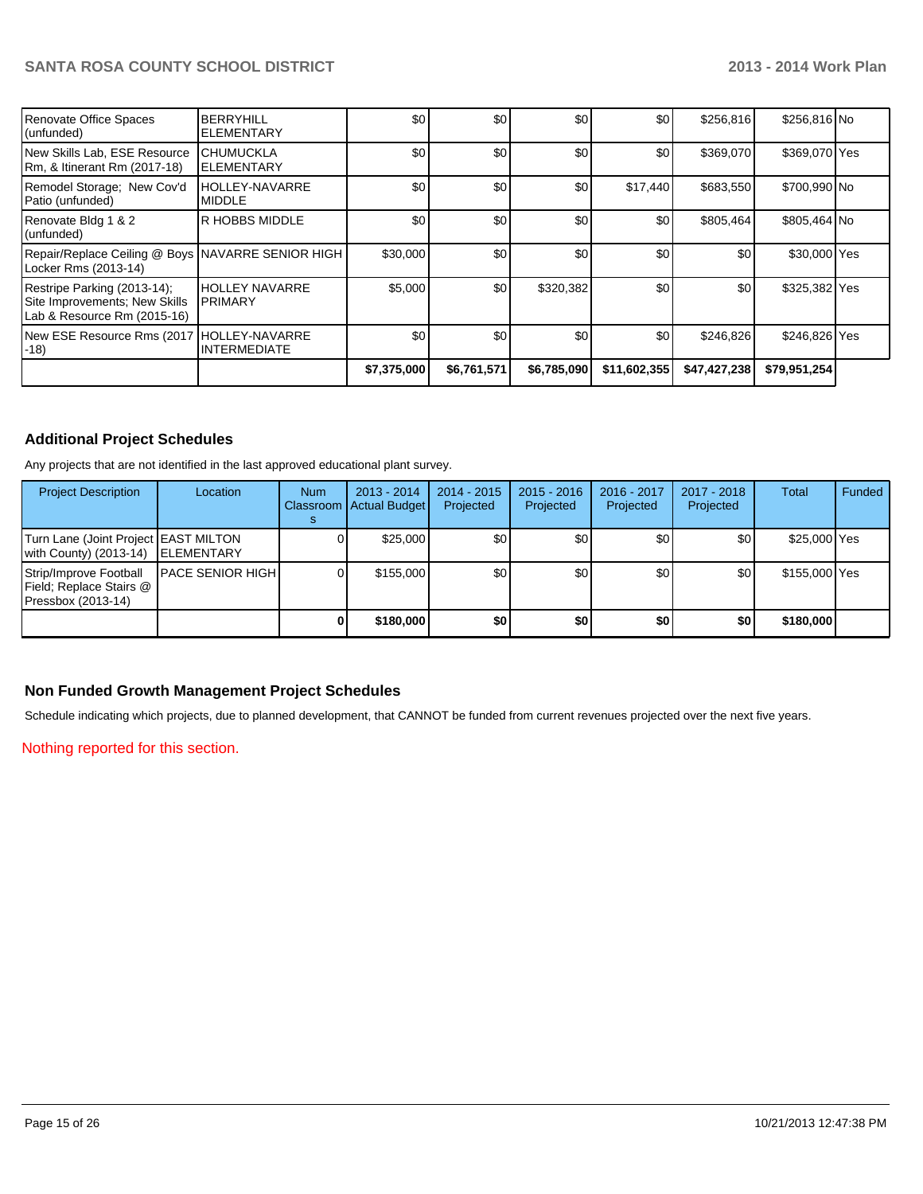| | | | | | | | | |
|---|---|---|---|---|---|---|---|---|
| Renovate Office Spaces (unfunded) | BERRYHILL ELEMENTARY | $0 | $0 | $0 | $0 | $256,816 | $256,816 | No |
| New Skills Lab, ESE Resource Rm, & Itinerant Rm (2017-18) | CHUMUCKLA ELEMENTARY | $0 | $0 | $0 | $0 | $369,070 | $369,070 | Yes |
| Remodel Storage; New Cov'd Patio (unfunded) | HOLLEY-NAVARRE MIDDLE | $0 | $0 | $0 | $17,440 | $683,550 | $700,990 | No |
| Renovate Bldg 1 & 2 (unfunded) | R HOBBS MIDDLE | $0 | $0 | $0 | $0 | $805,464 | $805,464 | No |
| Repair/Replace Ceiling @ Boys Locker Rms (2013-14) | NAVARRE SENIOR HIGH | $30,000 | $0 | $0 | $0 | $0 | $30,000 | Yes |
| Restripe Parking (2013-14); Site Improvements; New Skills Lab & Resource Rm (2015-16) | HOLLEY NAVARRE PRIMARY | $5,000 | $0 | $320,382 | $0 | $0 | $325,382 | Yes |
| New ESE Resource Rms (2017 -18) | HOLLEY-NAVARRE INTERMEDIATE | $0 | $0 | $0 | $0 | $246,826 | $246,826 | Yes |
| | | $7,375,000 | $6,761,571 | $6,785,090 | $11,602,355 | $47,427,238 | $79,951,254 | |

## Additional Project Schedules

Any projects that are not identified in the last approved educational plant survey.

| Project Description | Location | Num Classrooms | 2013 - 2014 Actual Budget | 2014 - 2015 Projected | 2015 - 2016 Projected | 2016 - 2017 Projected | 2017 - 2018 Projected | Total | Funded |
|---|---|---|---|---|---|---|---|---|---|
| Turn Lane (Joint Project with County) (2013-14) | EAST MILTON ELEMENTARY | 0 | $25,000 | $0 | $0 | $0 | $0 | $25,000 | Yes |
| Strip/Improve Football Field; Replace Stairs @ Pressbox (2013-14) | PACE SENIOR HIGH | 0 | $155,000 | $0 | $0 | $0 | $0 | $155,000 | Yes |
| | | **0** | **$180,000** | **$0** | **$0** | **$0** | **$0** | **$180,000** | |

## Non Funded Growth Management Project Schedules

Schedule indicating which projects, due to planned development, that CANNOT be funded from current revenues projected over the next five years.

Nothing reported for this section.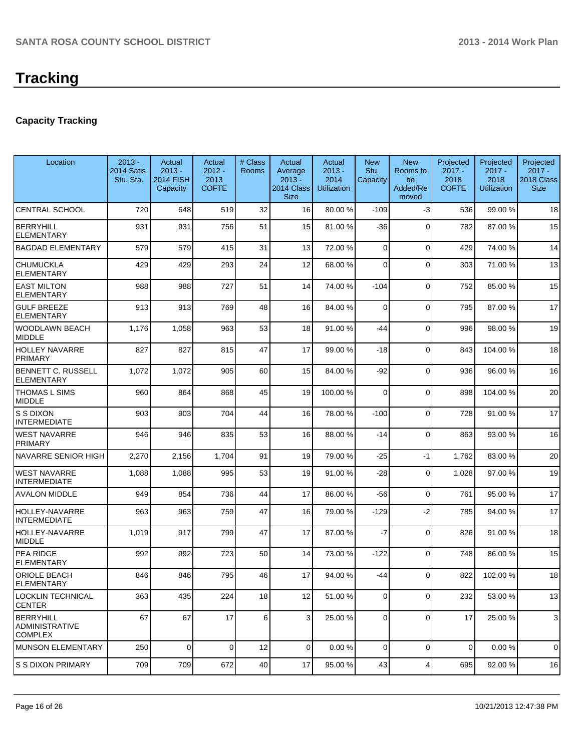# Tracking

### Capacity Tracking

| Location | 2013 - 2014 Satis. Stu. Sta. | Actual 2013 - 2014 FISH Capacity | Actual 2012 - 2013 COFTE | # Class Rooms | Actual Average 2013 - 2014 Class Size | Actual 2013 - 2014 Utilization | New Stu. Capacity | New Rooms to be Added/Removed | Projected 2017 - 2018 COFTE | Projected 2017 - 2018 Utilization | Projected 2017 - 2018 Class Size |
|---|---|---|---|---|---|---|---|---|---|---|---|
| CENTRAL SCHOOL | 720 | 648 | 519 | 32 | 16 | 80.00 % | -109 | -3 | 536 | 99.00 % | 18 |
| BERRYHILL ELEMENTARY | 931 | 931 | 756 | 51 | 15 | 81.00 % | -36 | 0 | 782 | 87.00 % | 15 |
| BAGDAD ELEMENTARY | 579 | 579 | 415 | 31 | 13 | 72.00 % | 0 | 0 | 429 | 74.00 % | 14 |
| CHUMUCKLA ELEMENTARY | 429 | 429 | 293 | 24 | 12 | 68.00 % | 0 | 0 | 303 | 71.00 % | 13 |
| EAST MILTON ELEMENTARY | 988 | 988 | 727 | 51 | 14 | 74.00 % | -104 | 0 | 752 | 85.00 % | 15 |
| GULF BREEZE ELEMENTARY | 913 | 913 | 769 | 48 | 16 | 84.00 % | 0 | 0 | 795 | 87.00 % | 17 |
| WOODLAWN BEACH MIDDLE | 1,176 | 1,058 | 963 | 53 | 18 | 91.00 % | -44 | 0 | 996 | 98.00 % | 19 |
| HOLLEY NAVARRE PRIMARY | 827 | 827 | 815 | 47 | 17 | 99.00 % | -18 | 0 | 843 | 104.00 % | 18 |
| BENNETT C. RUSSELL ELEMENTARY | 1,072 | 1,072 | 905 | 60 | 15 | 84.00 % | -92 | 0 | 936 | 96.00 % | 16 |
| THOMAS L SIMS MIDDLE | 960 | 864 | 868 | 45 | 19 | 100.00 % | 0 | 0 | 898 | 104.00 % | 20 |
| S S DIXON INTERMEDIATE | 903 | 903 | 704 | 44 | 16 | 78.00 % | -100 | 0 | 728 | 91.00 % | 17 |
| WEST NAVARRE PRIMARY | 946 | 946 | 835 | 53 | 16 | 88.00 % | -14 | 0 | 863 | 93.00 % | 16 |
| NAVARRE SENIOR HIGH | 2,270 | 2,156 | 1,704 | 91 | 19 | 79.00 % | -25 | -1 | 1,762 | 83.00 % | 20 |
| WEST NAVARRE INTERMEDIATE | 1,088 | 1,088 | 995 | 53 | 19 | 91.00 % | -28 | 0 | 1,028 | 97.00 % | 19 |
| AVALON MIDDLE | 949 | 854 | 736 | 44 | 17 | 86.00 % | -56 | 0 | 761 | 95.00 % | 17 |
| HOLLEY-NAVARRE INTERMEDIATE | 963 | 963 | 759 | 47 | 16 | 79.00 % | -129 | -2 | 785 | 94.00 % | 17 |
| HOLLEY-NAVARRE MIDDLE | 1,019 | 917 | 799 | 47 | 17 | 87.00 % | -7 | 0 | 826 | 91.00 % | 18 |
| PEA RIDGE ELEMENTARY | 992 | 992 | 723 | 50 | 14 | 73.00 % | -122 | 0 | 748 | 86.00 % | 15 |
| ORIOLE BEACH ELEMENTARY | 846 | 846 | 795 | 46 | 17 | 94.00 % | -44 | 0 | 822 | 102.00 % | 18 |
| LOCKLIN TECHNICAL CENTER | 363 | 435 | 224 | 18 | 12 | 51.00 % | 0 | 0 | 232 | 53.00 % | 13 |
| BERRYHILL ADMINISTRATIVE COMPLEX | 67 | 67 | 17 | 6 | 3 | 25.00 % | 0 | 0 | 17 | 25.00 % | 3 |
| MUNSON ELEMENTARY | 250 | 0 | 0 | 12 | 0 | 0.00 % | 0 | 0 | 0 | 0.00 % | 0 |
| S S DIXON PRIMARY | 709 | 709 | 672 | 40 | 17 | 95.00 % | 43 | 4 | 695 | 92.00 % | 16 |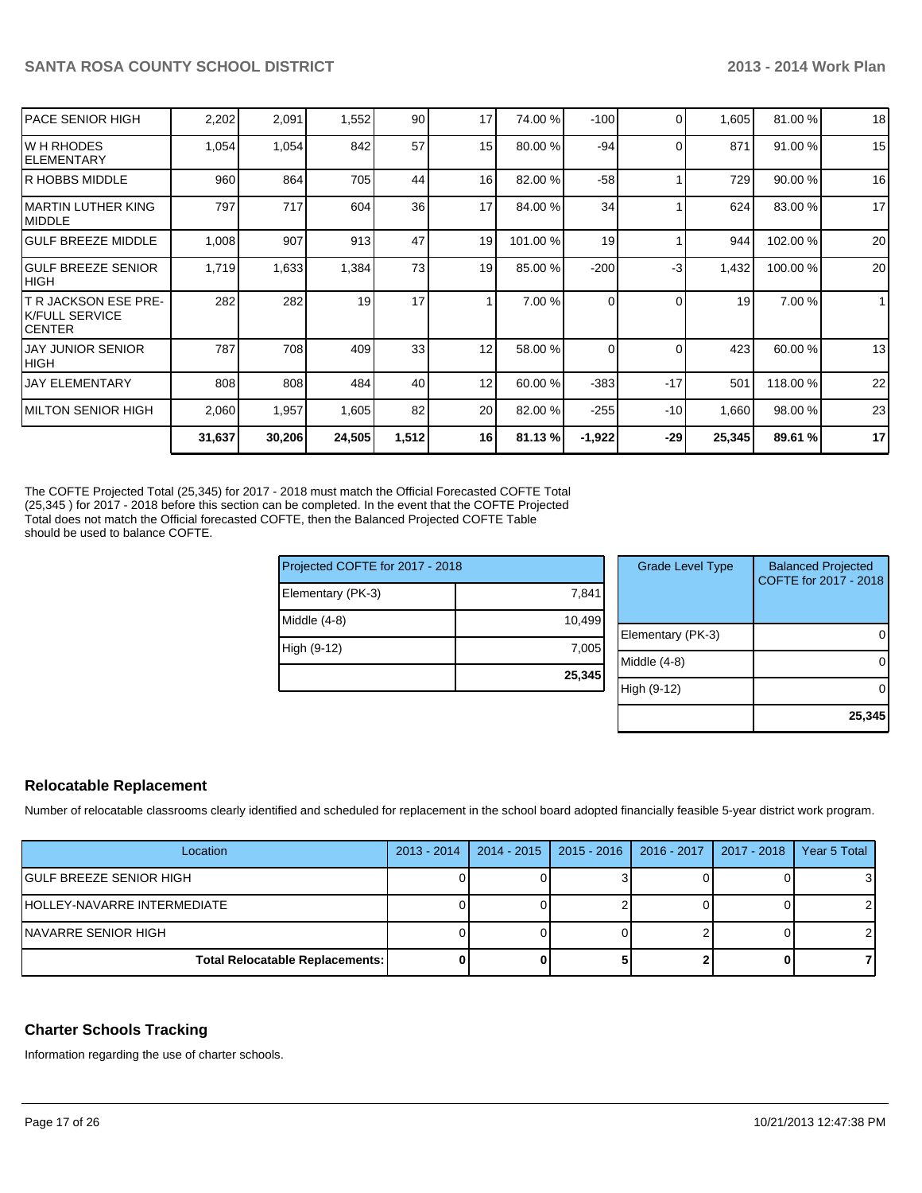| | | | | | | | | | | |
|---|---|---|---|---|---|---|---|---|---|---|
| PACE SENIOR HIGH | 2,202 | 2,091 | 1,552 | 90 | 17 | 74.00 % | -100 | 0 | 1,605 | 81.00 % | 18 |
| W H RHODES ELEMENTARY | 1,054 | 1,054 | 842 | 57 | 15 | 80.00 % | -94 | 0 | 871 | 91.00 % | 15 |
| R HOBBS MIDDLE | 960 | 864 | 705 | 44 | 16 | 82.00 % | -58 | 1 | 729 | 90.00 % | 16 |
| MARTIN LUTHER KING MIDDLE | 797 | 717 | 604 | 36 | 17 | 84.00 % | 34 | 1 | 624 | 83.00 % | 17 |
| GULF BREEZE MIDDLE | 1,008 | 907 | 913 | 47 | 19 | 101.00 % | 19 | 1 | 944 | 102.00 % | 20 |
| GULF BREEZE SENIOR HIGH | 1,719 | 1,633 | 1,384 | 73 | 19 | 85.00 % | -200 | -3 | 1,432 | 100.00 % | 20 |
| T R JACKSON ESE PRE-K/FULL SERVICE CENTER | 282 | 282 | 19 | 17 | 1 | 7.00 % | 0 | 0 | 19 | 7.00 % | 1 |
| JAY JUNIOR SENIOR HIGH | 787 | 708 | 409 | 33 | 12 | 58.00 % | 0 | 0 | 423 | 60.00 % | 13 |
| JAY ELEMENTARY | 808 | 808 | 484 | 40 | 12 | 60.00 % | -383 | -17 | 501 | 118.00 % | 22 |
| MILTON SENIOR HIGH | 2,060 | 1,957 | 1,605 | 82 | 20 | 82.00 % | -255 | -10 | 1,660 | 98.00 % | 23 |
| | **31,637** | **30,206** | **24,505** | **1,512** | **16** | **81.13 %** | **-1,922** | **-29** | **25,345** | **89.61 %** | **17** |

The COFTE Projected Total (25,345) for 2017 - 2018 must match the Official Forecasted COFTE Total (25,345 ) for 2017 - 2018 before this section can be completed. In the event that the COFTE Projected Total does not match the Official forecasted COFTE, then the Balanced Projected COFTE Table should be used to balance COFTE.

| Projected COFTE for 2017 - 2018 | |
|---|---|
| Elementary (PK-3) | 7,841 |
| Middle (4-8) | 10,499 |
| High (9-12) | 7,005 |
| | **25,345** |

| Grade Level Type | Balanced Projected COFTE for 2017 - 2018 |
|---|---|
| Elementary (PK-3) | 0 |
| Middle (4-8) | 0 |
| High (9-12) | 0 |
| | **25,345** |

## Relocatable Replacement

Number of relocatable classrooms clearly identified and scheduled for replacement in the school board adopted financially feasible 5-year district work program.

| Location | 2013 - 2014 | 2014 - 2015 | 2015 - 2016 | 2016 - 2017 | 2017 - 2018 | Year 5 Total |
|---|---|---|---|---|---|---|
| GULF BREEZE SENIOR HIGH | 0 | 0 | 3 | 0 | 0 | 3 |
| HOLLEY-NAVARRE INTERMEDIATE | 0 | 0 | 2 | 0 | 0 | 2 |
| NAVARRE SENIOR HIGH | 0 | 0 | 0 | 2 | 0 | 2 |
| **Total Relocatable Replacements:** | **0** | **0** | **5** | **2** | **0** | **7** |

## Charter Schools Tracking

Information regarding the use of charter schools.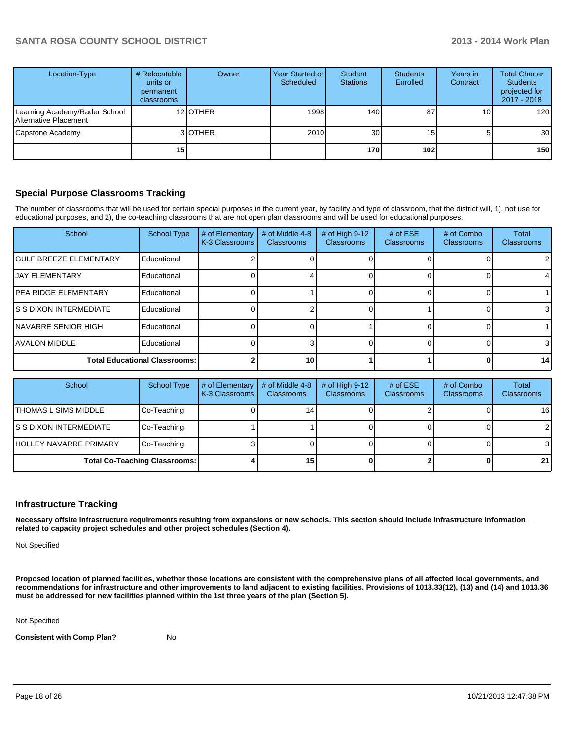| Location-Type | # Relocatable units or permanent classrooms | Owner | Year Started or Scheduled | Student Stations | Students Enrolled | Years in Contract | Total Charter Students projected for 2017 - 2018 |
|---|---|---|---|---|---|---|---|
| Learning Academy/Rader School Alternative Placement | 12 | OTHER | 1998 | 140 | 87 | 10 | 120 |
| Capstone Academy | 3 | OTHER | 2010 | 30 | 15 | 5 | 30 |
| | **15** | | | **170** | **102** | | **150** |

## Special Purpose Classrooms Tracking

The number of classrooms that will be used for certain special purposes in the current year, by facility and type of classroom, that the district will, 1), not use for educational purposes, and 2), the co-teaching classrooms that are not open plan classrooms and will be used for educational purposes.

| School | School Type | # of Elementary K-3 Classrooms | # of Middle 4-8 Classrooms | # of High 9-12 Classrooms | # of ESE Classrooms | # of Combo Classrooms | Total Classrooms |
|---|---|---|---|---|---|---|---|
| GULF BREEZE ELEMENTARY | Educational | 2 | 0 | 0 | 0 | 0 | 2 |
| JAY ELEMENTARY | Educational | 0 | 4 | 0 | 0 | 0 | 4 |
| PEA RIDGE ELEMENTARY | Educational | 0 | 1 | 0 | 0 | 0 | 1 |
| S S DIXON INTERMEDIATE | Educational | 0 | 2 | 0 | 1 | 0 | 3 |
| NAVARRE SENIOR HIGH | Educational | 0 | 0 | 1 | 0 | 0 | 1 |
| AVALON MIDDLE | Educational | 0 | 3 | 0 | 0 | 0 | 3 |
| **Total Educational Classrooms:** | | **2** | **10** | **1** | **1** | **0** | **14** |

| School | School Type | # of Elementary K-3 Classrooms | # of Middle 4-8 Classrooms | # of High 9-12 Classrooms | # of ESE Classrooms | # of Combo Classrooms | Total Classrooms |
|---|---|---|---|---|---|---|---|
| THOMAS L SIMS MIDDLE | Co-Teaching | 0 | 14 | 0 | 2 | 0 | 16 |
| S S DIXON INTERMEDIATE | Co-Teaching | 1 | 1 | 0 | 0 | 0 | 2 |
| HOLLEY NAVARRE PRIMARY | Co-Teaching | 3 | 0 | 0 | 0 | 0 | 3 |
| **Total Co-Teaching Classrooms:** | | **4** | **15** | **0** | **2** | **0** | **21** |

## Infrastructure Tracking

**Necessary offsite infrastructure requirements resulting from expansions or new schools. This section should include infrastructure information related to capacity project schedules and other project schedules (Section 4).**

Not Specified

**Proposed location of planned facilities, whether those locations are consistent with the comprehensive plans of all affected local governments, and recommendations for infrastructure and other improvements to land adjacent to existing facilities. Provisions of 1013.33(12), (13) and (14) and 1013.36 must be addressed for new facilities planned within the 1st three years of the plan (Section 5).**

Not Specified

**Consistent with Comp Plan?** No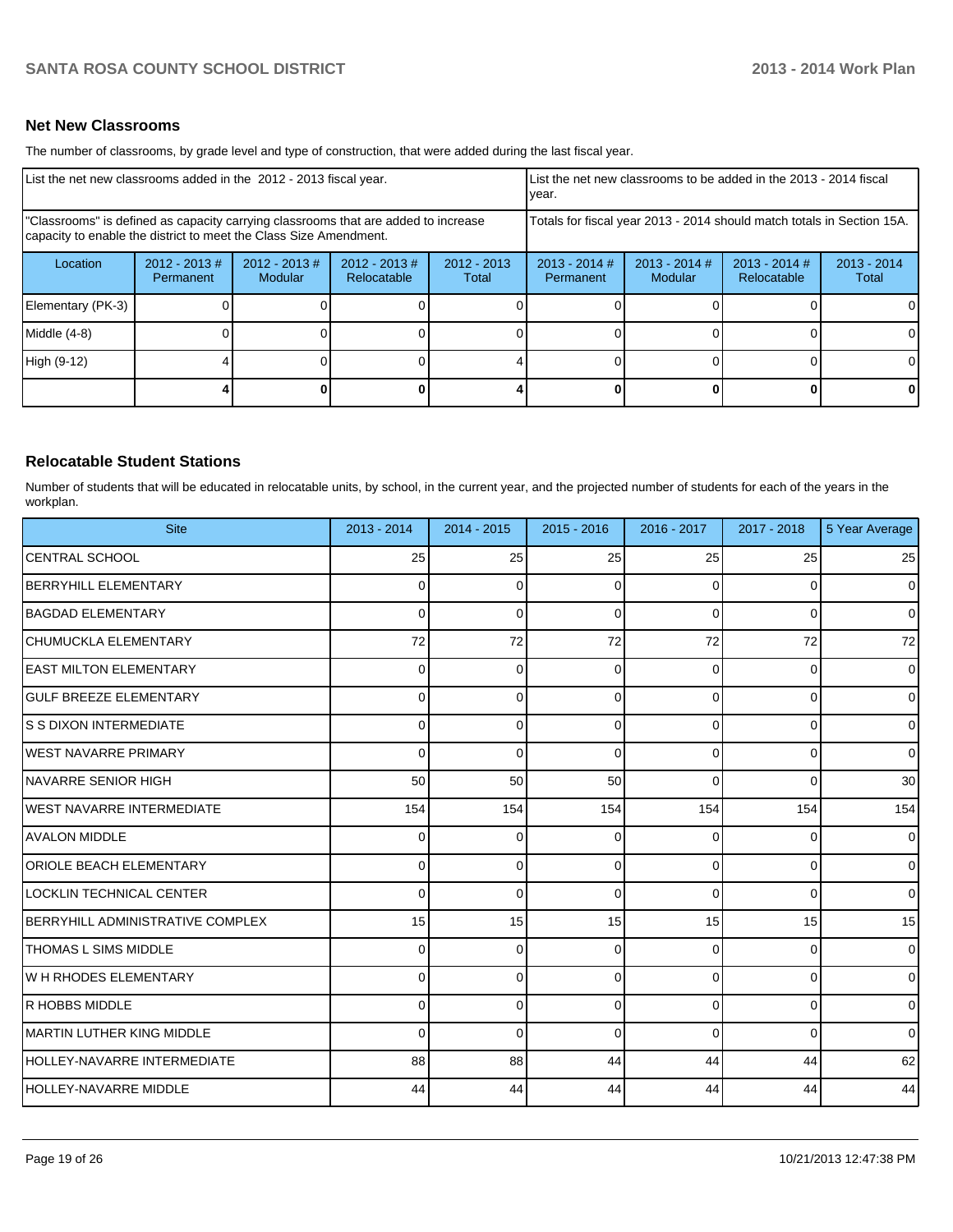## Net New Classrooms

The number of classrooms, by grade level and type of construction, that were added during the last fiscal year.

| List the net new classrooms added in the 2012 - 2013 fiscal year. | | | | | List the net new classrooms to be added in the 2013 - 2014 fiscal year. | | | |
|---|---|---|---|---|---|---|---|---|
| "Classrooms" is defined as capacity carrying classrooms that are added to increase capacity to enable the district to meet the Class Size Amendment. | | | | | Totals for fiscal year 2013 - 2014 should match totals in Section 15A. | | | |
| Location | 2012 - 2013 # Permanent | 2012 - 2013 # Modular | 2012 - 2013 # Relocatable | 2012 - 2013 Total | 2013 - 2014 # Permanent | 2013 - 2014 # Modular | 2013 - 2014 # Relocatable | 2013 - 2014 Total |
| Elementary (PK-3) | 0 | 0 | 0 | 0 | 0 | 0 | 0 | 0 |
| Middle (4-8) | 0 | 0 | 0 | 0 | 0 | 0 | 0 | 0 |
| High (9-12) | 4 | 0 | 0 | 4 | 0 | 0 | 0 | 0 |
| | **4** | **0** | **0** | **4** | **0** | **0** | **0** | **0** |

## Relocatable Student Stations

Number of students that will be educated in relocatable units, by school, in the current year, and the projected number of students for each of the years in the workplan.

| Site | 2013 - 2014 | 2014 - 2015 | 2015 - 2016 | 2016 - 2017 | 2017 - 2018 | 5 Year Average |
|---|---|---|---|---|---|---|
| CENTRAL SCHOOL | 25 | 25 | 25 | 25 | 25 | 25 |
| BERRYHILL ELEMENTARY | 0 | 0 | 0 | 0 | 0 | 0 |
| BAGDAD ELEMENTARY | 0 | 0 | 0 | 0 | 0 | 0 |
| CHUMUCKLA ELEMENTARY | 72 | 72 | 72 | 72 | 72 | 72 |
| EAST MILTON ELEMENTARY | 0 | 0 | 0 | 0 | 0 | 0 |
| GULF BREEZE ELEMENTARY | 0 | 0 | 0 | 0 | 0 | 0 |
| S S DIXON INTERMEDIATE | 0 | 0 | 0 | 0 | 0 | 0 |
| WEST NAVARRE PRIMARY | 0 | 0 | 0 | 0 | 0 | 0 |
| NAVARRE SENIOR HIGH | 50 | 50 | 50 | 0 | 0 | 30 |
| WEST NAVARRE INTERMEDIATE | 154 | 154 | 154 | 154 | 154 | 154 |
| AVALON MIDDLE | 0 | 0 | 0 | 0 | 0 | 0 |
| ORIOLE BEACH ELEMENTARY | 0 | 0 | 0 | 0 | 0 | 0 |
| LOCKLIN TECHNICAL CENTER | 0 | 0 | 0 | 0 | 0 | 0 |
| BERRYHILL ADMINISTRATIVE COMPLEX | 15 | 15 | 15 | 15 | 15 | 15 |
| THOMAS L SIMS MIDDLE | 0 | 0 | 0 | 0 | 0 | 0 |
| W H RHODES ELEMENTARY | 0 | 0 | 0 | 0 | 0 | 0 |
| R HOBBS MIDDLE | 0 | 0 | 0 | 0 | 0 | 0 |
| MARTIN LUTHER KING MIDDLE | 0 | 0 | 0 | 0 | 0 | 0 |
| HOLLEY-NAVARRE INTERMEDIATE | 88 | 88 | 44 | 44 | 44 | 62 |
| HOLLEY-NAVARRE MIDDLE | 44 | 44 | 44 | 44 | 44 | 44 |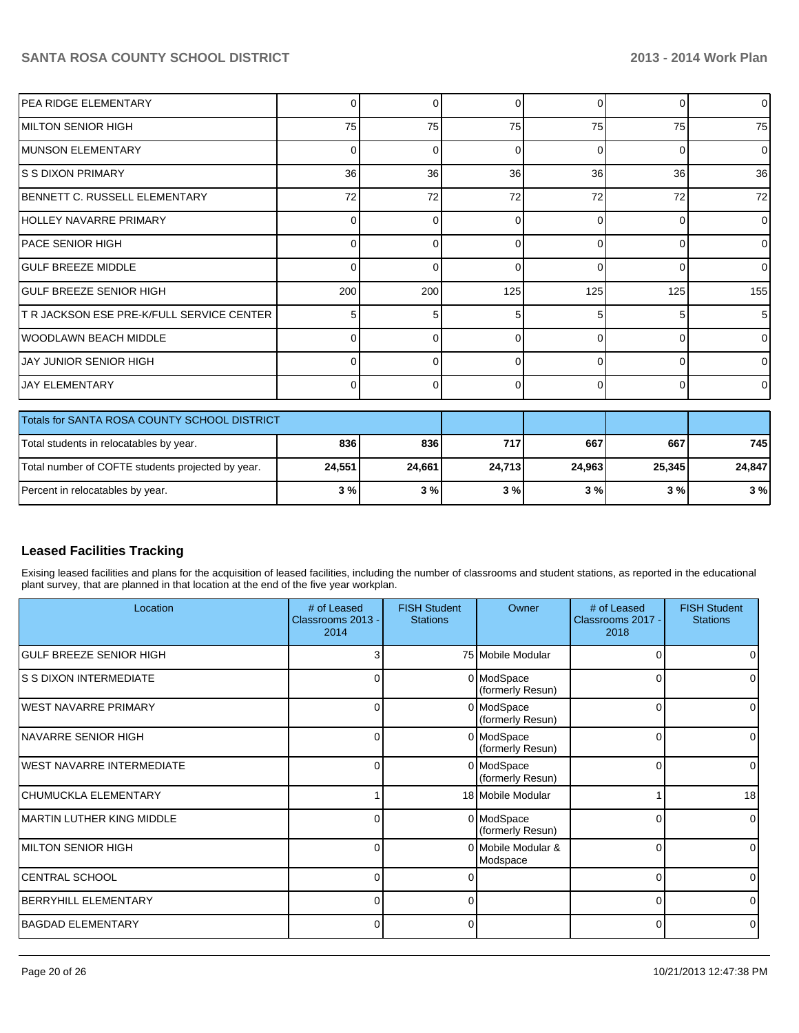| | | | | | | |
|---|---|---|---|---|---|---|
| PEA RIDGE ELEMENTARY | 0 | 0 | 0 | 0 | 0 | 0 |
| MILTON SENIOR HIGH | 75 | 75 | 75 | 75 | 75 | 75 |
| MUNSON ELEMENTARY | 0 | 0 | 0 | 0 | 0 | 0 |
| S S DIXON PRIMARY | 36 | 36 | 36 | 36 | 36 | 36 |
| BENNETT C. RUSSELL ELEMENTARY | 72 | 72 | 72 | 72 | 72 | 72 |
| HOLLEY NAVARRE PRIMARY | 0 | 0 | 0 | 0 | 0 | 0 |
| PACE SENIOR HIGH | 0 | 0 | 0 | 0 | 0 | 0 |
| GULF BREEZE MIDDLE | 0 | 0 | 0 | 0 | 0 | 0 |
| GULF BREEZE SENIOR HIGH | 200 | 200 | 125 | 125 | 125 | 155 |
| T R JACKSON ESE PRE-K/FULL SERVICE CENTER | 5 | 5 | 5 | 5 | 5 | 5 |
| WOODLAWN BEACH MIDDLE | 0 | 0 | 0 | 0 | 0 | 0 |
| JAY JUNIOR SENIOR HIGH | 0 | 0 | 0 | 0 | 0 | 0 |
| JAY ELEMENTARY | 0 | 0 | 0 | 0 | 0 | 0 |

| Totals for SANTA ROSA COUNTY SCHOOL DISTRICT | | | | | | |
|---|---|---|---|---|---|---|
| Total students in relocatables by year. | **836** | **836** | **717** | **667** | **667** | **745** |
| Total number of COFTE students projected by year. | **24,551** | **24,661** | **24,713** | **24,963** | **25,345** | **24,847** |
| Percent in relocatables by year. | **3 %** | **3 %** | **3 %** | **3 %** | **3 %** | **3 %** |

### Leased Facilities Tracking

Exising leased facilities and plans for the acquisition of leased facilities, including the number of classrooms and student stations, as reported in the educational plant survey, that are planned in that location at the end of the five year workplan.

| Location | # of Leased Classrooms 2013 - 2014 | FISH Student Stations | Owner | # of Leased Classrooms 2017 - 2018 | FISH Student Stations |
|---|---|---|---|---|---|
| GULF BREEZE SENIOR HIGH | 3 | 75 | Mobile Modular | 0 | 0 |
| S S DIXON INTERMEDIATE | 0 | 0 | ModSpace (formerly Resun) | 0 | 0 |
| WEST NAVARRE PRIMARY | 0 | 0 | ModSpace (formerly Resun) | 0 | 0 |
| NAVARRE SENIOR HIGH | 0 | 0 | ModSpace (formerly Resun) | 0 | 0 |
| WEST NAVARRE INTERMEDIATE | 0 | 0 | ModSpace (formerly Resun) | 0 | 0 |
| CHUMUCKLA ELEMENTARY | 1 | 18 | Mobile Modular | 1 | 18 |
| MARTIN LUTHER KING MIDDLE | 0 | 0 | ModSpace (formerly Resun) | 0 | 0 |
| MILTON SENIOR HIGH | 0 | 0 | Mobile Modular & Modspace | 0 | 0 |
| CENTRAL SCHOOL | 0 | 0 | | 0 | 0 |
| BERRYHILL ELEMENTARY | 0 | 0 | | 0 | 0 |
| BAGDAD ELEMENTARY | 0 | 0 | | 0 | 0 |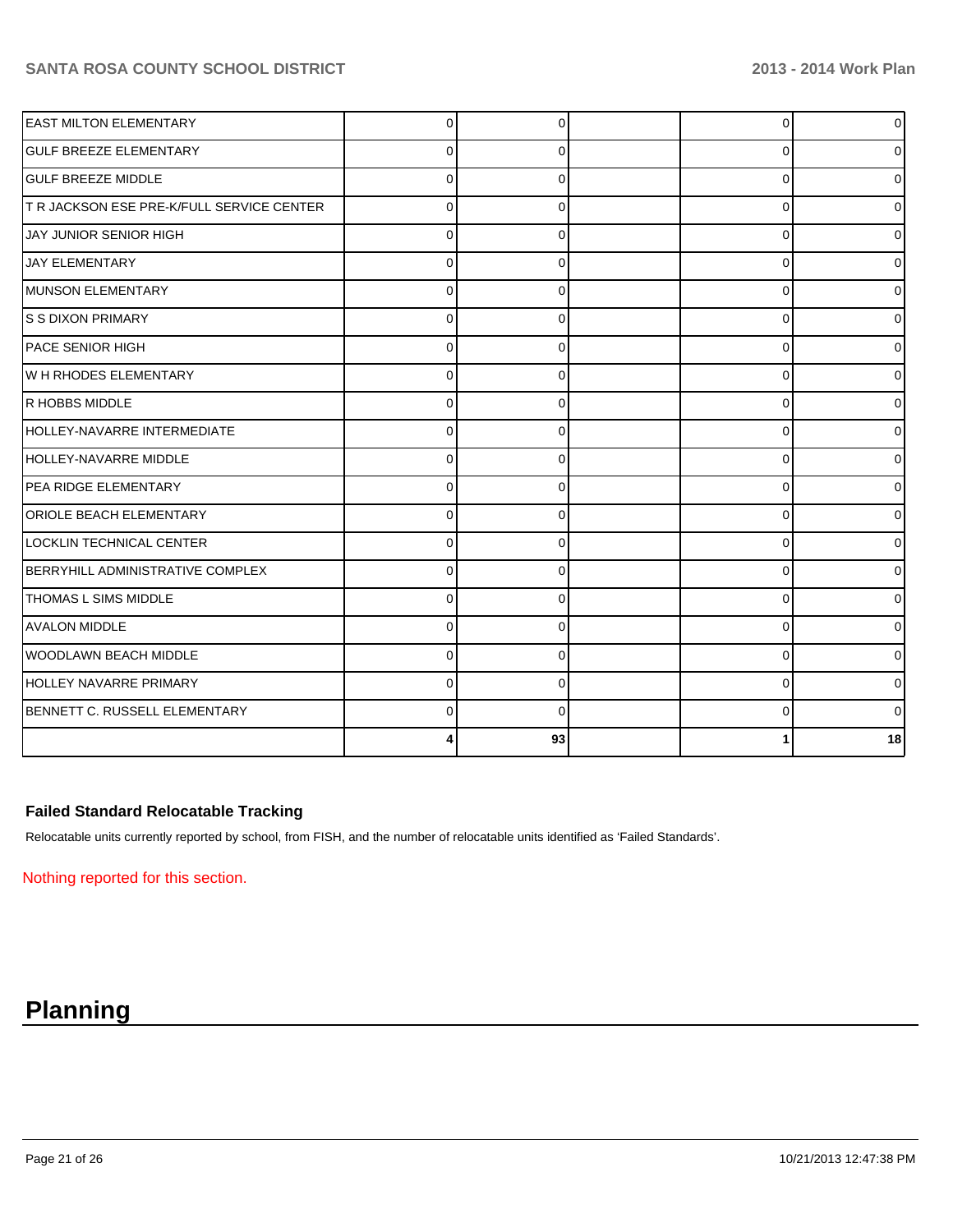| | | | | | |
|---|---|---|---|---|---|
| EAST MILTON ELEMENTARY | 0 | 0 | | 0 | 0 |
| GULF BREEZE ELEMENTARY | 0 | 0 | | 0 | 0 |
| GULF BREEZE MIDDLE | 0 | 0 | | 0 | 0 |
| T R JACKSON ESE PRE-K/FULL SERVICE CENTER | 0 | 0 | | 0 | 0 |
| JAY JUNIOR SENIOR HIGH | 0 | 0 | | 0 | 0 |
| JAY ELEMENTARY | 0 | 0 | | 0 | 0 |
| MUNSON ELEMENTARY | 0 | 0 | | 0 | 0 |
| S S DIXON PRIMARY | 0 | 0 | | 0 | 0 |
| PACE SENIOR HIGH | 0 | 0 | | 0 | 0 |
| W H RHODES ELEMENTARY | 0 | 0 | | 0 | 0 |
| R HOBBS MIDDLE | 0 | 0 | | 0 | 0 |
| HOLLEY-NAVARRE INTERMEDIATE | 0 | 0 | | 0 | 0 |
| HOLLEY-NAVARRE MIDDLE | 0 | 0 | | 0 | 0 |
| PEA RIDGE ELEMENTARY | 0 | 0 | | 0 | 0 |
| ORIOLE BEACH ELEMENTARY | 0 | 0 | | 0 | 0 |
| LOCKLIN TECHNICAL CENTER | 0 | 0 | | 0 | 0 |
| BERRYHILL ADMINISTRATIVE COMPLEX | 0 | 0 | | 0 | 0 |
| THOMAS L SIMS MIDDLE | 0 | 0 | | 0 | 0 |
| AVALON MIDDLE | 0 | 0 | | 0 | 0 |
| WOODLAWN BEACH MIDDLE | 0 | 0 | | 0 | 0 |
| HOLLEY NAVARRE PRIMARY | 0 | 0 | | 0 | 0 |
| BENNETT C. RUSSELL ELEMENTARY | 0 | 0 | | 0 | 0 |
| | **4** | **93** | | **1** | **18** |

### Failed Standard Relocatable Tracking

Relocatable units currently reported by school, from FISH, and the number of relocatable units identified as 'Failed Standards'.

Nothing reported for this section.

# Planning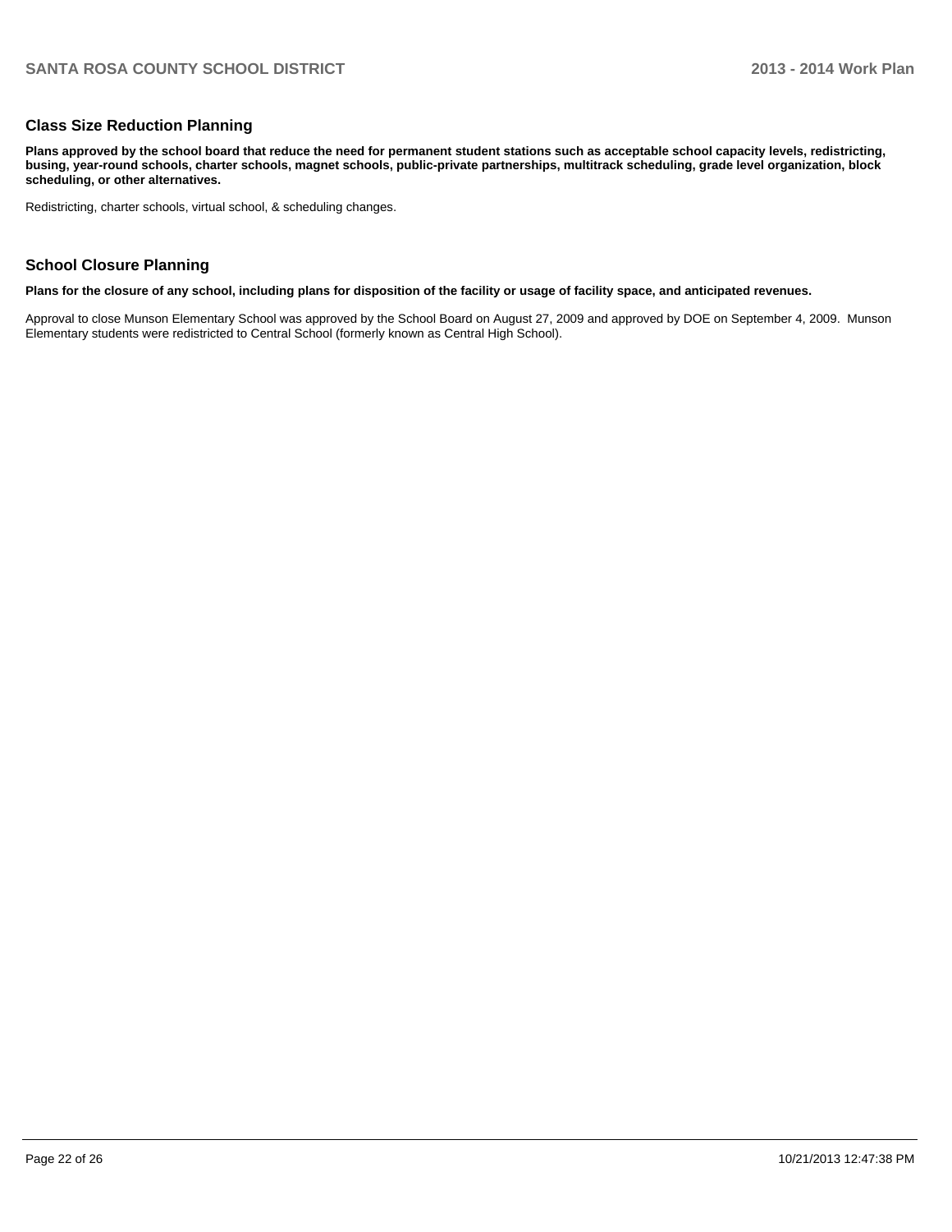## Class Size Reduction Planning

**Plans approved by the school board that reduce the need for permanent student stations such as acceptable school capacity levels, redistricting, busing, year-round schools, charter schools, magnet schools, public-private partnerships, multitrack scheduling, grade level organization, block scheduling, or other alternatives.**

Redistricting, charter schools, virtual school, & scheduling changes.

## School Closure Planning

**Plans for the closure of any school, including plans for disposition of the facility or usage of facility space, and anticipated revenues.**

Approval to close Munson Elementary School was approved by the School Board on August 27, 2009 and approved by DOE on September 4, 2009. Munson Elementary students were redistricted to Central School (formerly known as Central High School).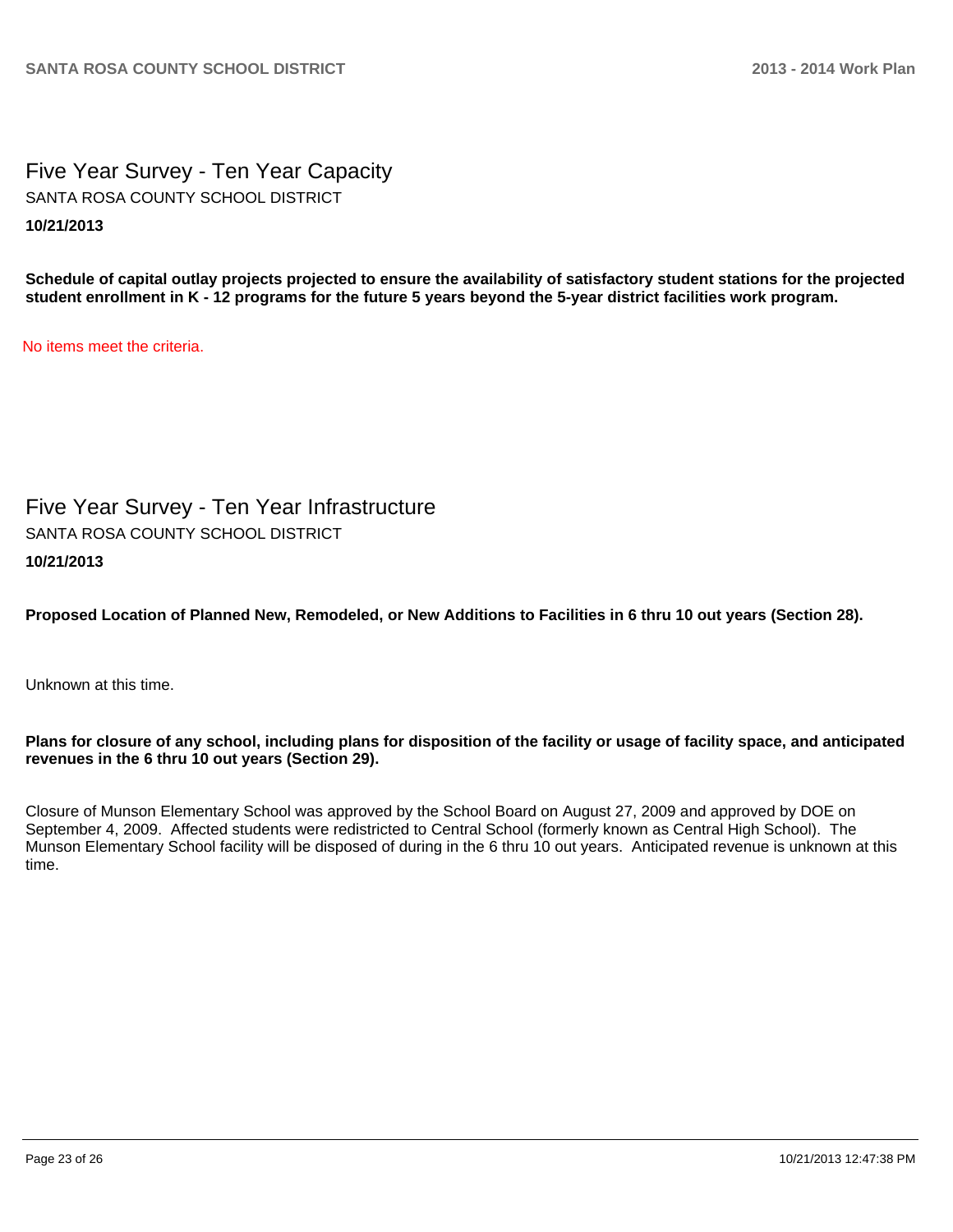# Five Year Survey - Ten Year Capacity

SANTA ROSA COUNTY SCHOOL DISTRICT

**10/21/2013**

**Schedule of capital outlay projects projected to ensure the availability of satisfactory student stations for the projected student enrollment in K - 12 programs for the future 5 years beyond the 5-year district facilities work program.**

No items meet the criteria.

# Five Year Survey - Ten Year Infrastructure

SANTA ROSA COUNTY SCHOOL DISTRICT

**10/21/2013**

**Proposed Location of Planned New, Remodeled, or New Additions to Facilities in 6 thru 10 out years (Section 28).**

Unknown at this time.

**Plans for closure of any school, including plans for disposition of the facility or usage of facility space, and anticipated revenues in the 6 thru 10 out years (Section 29).**

Closure of Munson Elementary School was approved by the School Board on August 27, 2009 and approved by DOE on September 4, 2009. Affected students were redistricted to Central School (formerly known as Central High School). The Munson Elementary School facility will be disposed of during in the 6 thru 10 out years. Anticipated revenue is unknown at this time.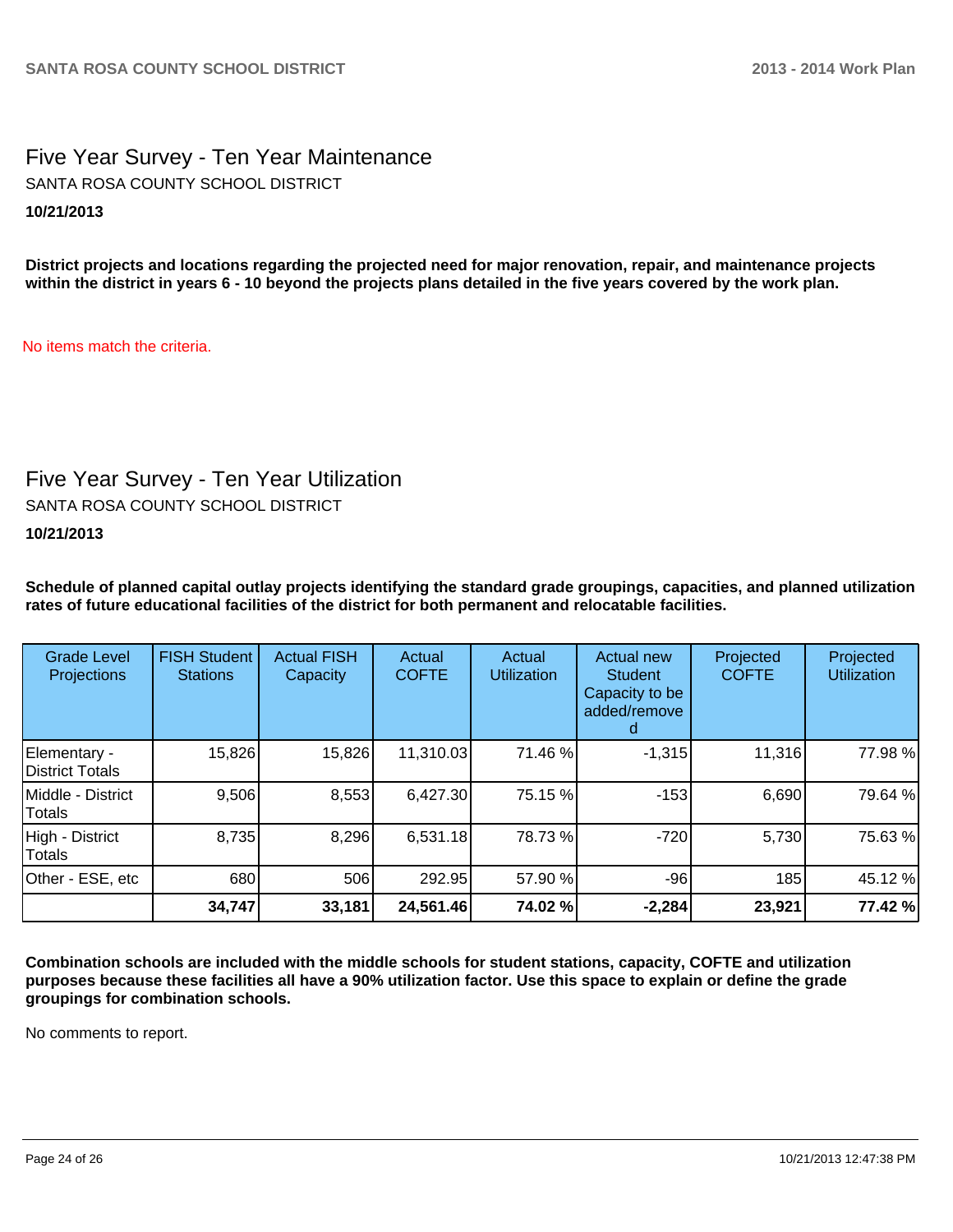# Five Year Survey - Ten Year Maintenance

SANTA ROSA COUNTY SCHOOL DISTRICT

**10/21/2013**

**District projects and locations regarding the projected need for major renovation, repair, and maintenance projects within the district in years 6 - 10 beyond the projects plans detailed in the five years covered by the work plan.**

No items match the criteria.

# Five Year Survey - Ten Year Utilization

SANTA ROSA COUNTY SCHOOL DISTRICT

**10/21/2013**

**Schedule of planned capital outlay projects identifying the standard grade groupings, capacities, and planned utilization rates of future educational facilities of the district for both permanent and relocatable facilities.**

| Grade Level Projections | FISH Student Stations | Actual FISH Capacity | Actual COFTE | Actual Utilization | Actual new Student Capacity to be added/removed | Projected COFTE | Projected Utilization |
|---|---|---|---|---|---|---|---|
| Elementary - District Totals | 15,826 | 15,826 | 11,310.03 | 71.46 % | -1,315 | 11,316 | 77.98 % |
| Middle - District Totals | 9,506 | 8,553 | 6,427.30 | 75.15 % | -153 | 6,690 | 79.64 % |
| High - District Totals | 8,735 | 8,296 | 6,531.18 | 78.73 % | -720 | 5,730 | 75.63 % |
| Other - ESE, etc | 680 | 506 | 292.95 | 57.90 % | -96 | 185 | 45.12 % |
| | **34,747** | **33,181** | **24,561.46** | **74.02 %** | **-2,284** | **23,921** | **77.42 %** |

**Combination schools are included with the middle schools for student stations, capacity, COFTE and utilization purposes because these facilities all have a 90% utilization factor. Use this space to explain or define the grade groupings for combination schools.**

No comments to report.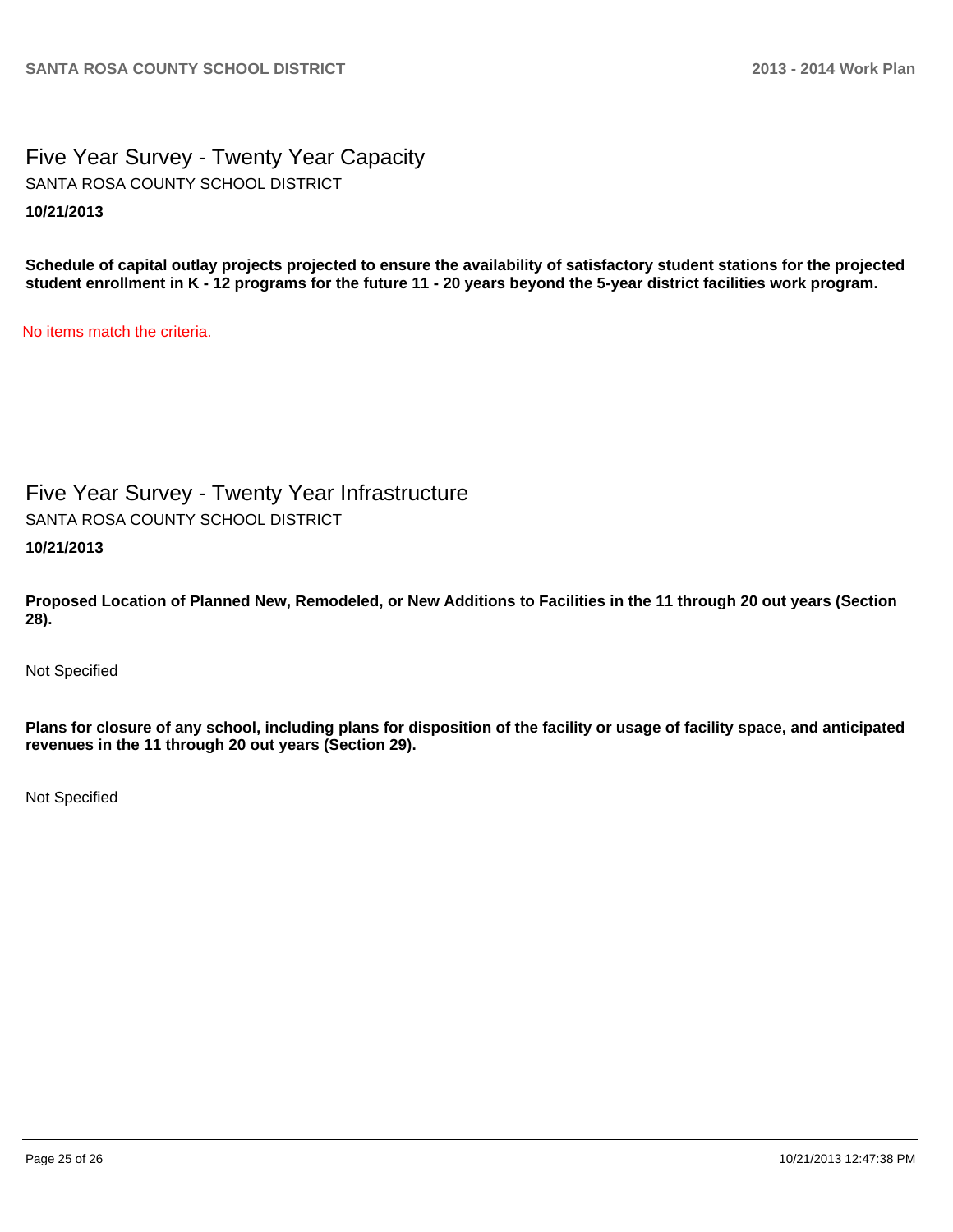## Five Year Survey - Twenty Year Capacity

SANTA ROSA COUNTY SCHOOL DISTRICT

**10/21/2013**

**Schedule of capital outlay projects projected to ensure the availability of satisfactory student stations for the projected student enrollment in K - 12 programs for the future 11 - 20 years beyond the 5-year district facilities work program.**

No items match the criteria.

## Five Year Survey - Twenty Year Infrastructure

SANTA ROSA COUNTY SCHOOL DISTRICT

**10/21/2013**

**Proposed Location of Planned New, Remodeled, or New Additions to Facilities in the 11 through 20 out years (Section 28).**

Not Specified

**Plans for closure of any school, including plans for disposition of the facility or usage of facility space, and anticipated revenues in the 11 through 20 out years (Section 29).**

Not Specified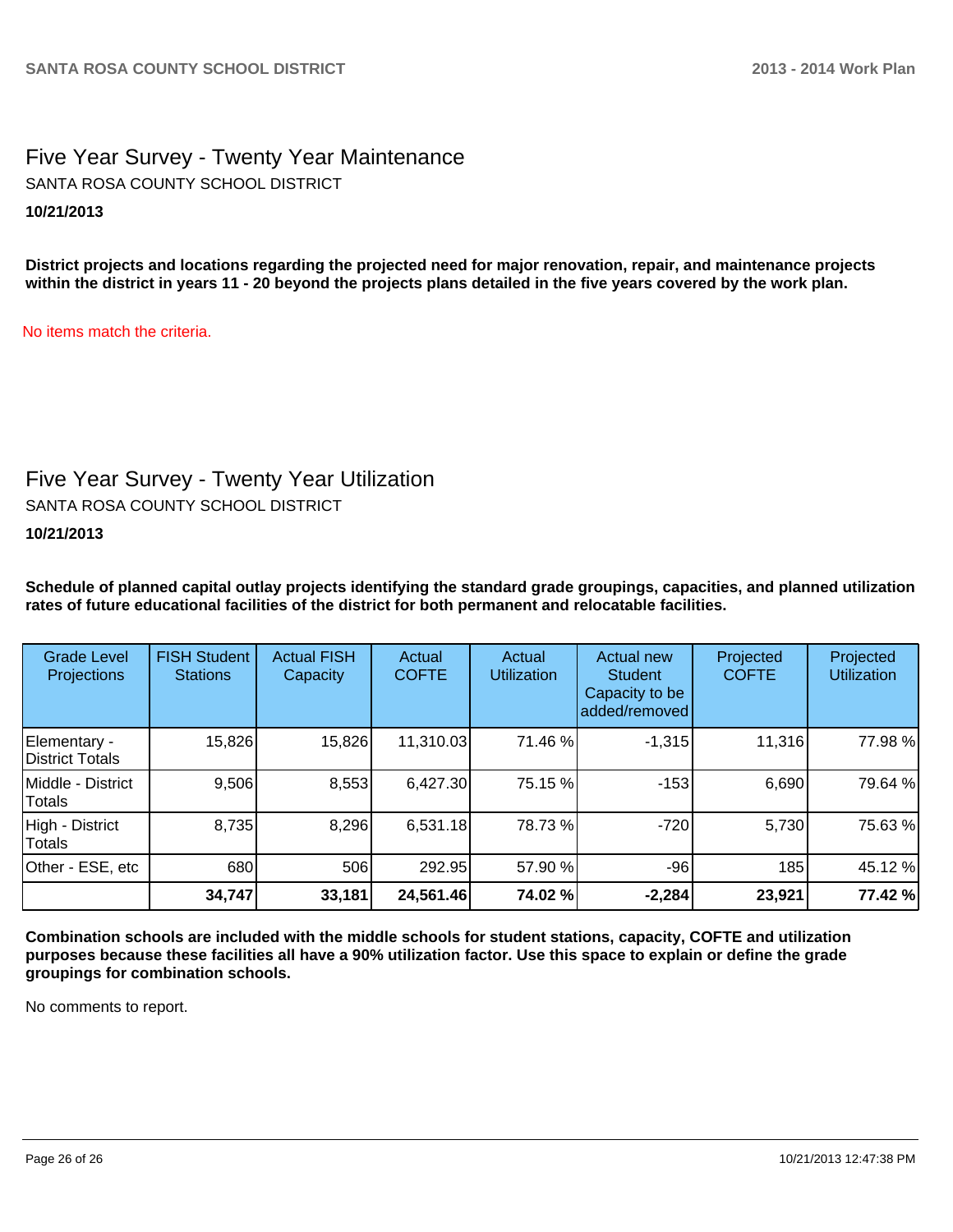## Five Year Survey - Twenty Year Maintenance

SANTA ROSA COUNTY SCHOOL DISTRICT

**10/21/2013**

**District projects and locations regarding the projected need for major renovation, repair, and maintenance projects within the district in years 11 - 20 beyond the projects plans detailed in the five years covered by the work plan.**

No items match the criteria.

## Five Year Survey - Twenty Year Utilization

SANTA ROSA COUNTY SCHOOL DISTRICT

**10/21/2013**

**Schedule of planned capital outlay projects identifying the standard grade groupings, capacities, and planned utilization rates of future educational facilities of the district for both permanent and relocatable facilities.**

| Grade Level Projections | FISH Student Stations | Actual FISH Capacity | Actual COFTE | Actual Utilization | Actual new Student Capacity to be added/removed | Projected COFTE | Projected Utilization |
|---|---|---|---|---|---|---|---|
| Elementary - District Totals | 15,826 | 15,826 | 11,310.03 | 71.46 % | -1,315 | 11,316 | 77.98 % |
| Middle - District Totals | 9,506 | 8,553 | 6,427.30 | 75.15 % | -153 | 6,690 | 79.64 % |
| High - District Totals | 8,735 | 8,296 | 6,531.18 | 78.73 % | -720 | 5,730 | 75.63 % |
| Other - ESE, etc | 680 | 506 | 292.95 | 57.90 % | -96 | 185 | 45.12 % |
| | **34,747** | **33,181** | **24,561.46** | **74.02 %** | **-2,284** | **23,921** | **77.42 %** |

**Combination schools are included with the middle schools for student stations, capacity, COFTE and utilization purposes because these facilities all have a 90% utilization factor. Use this space to explain or define the grade groupings for combination schools.**

No comments to report.